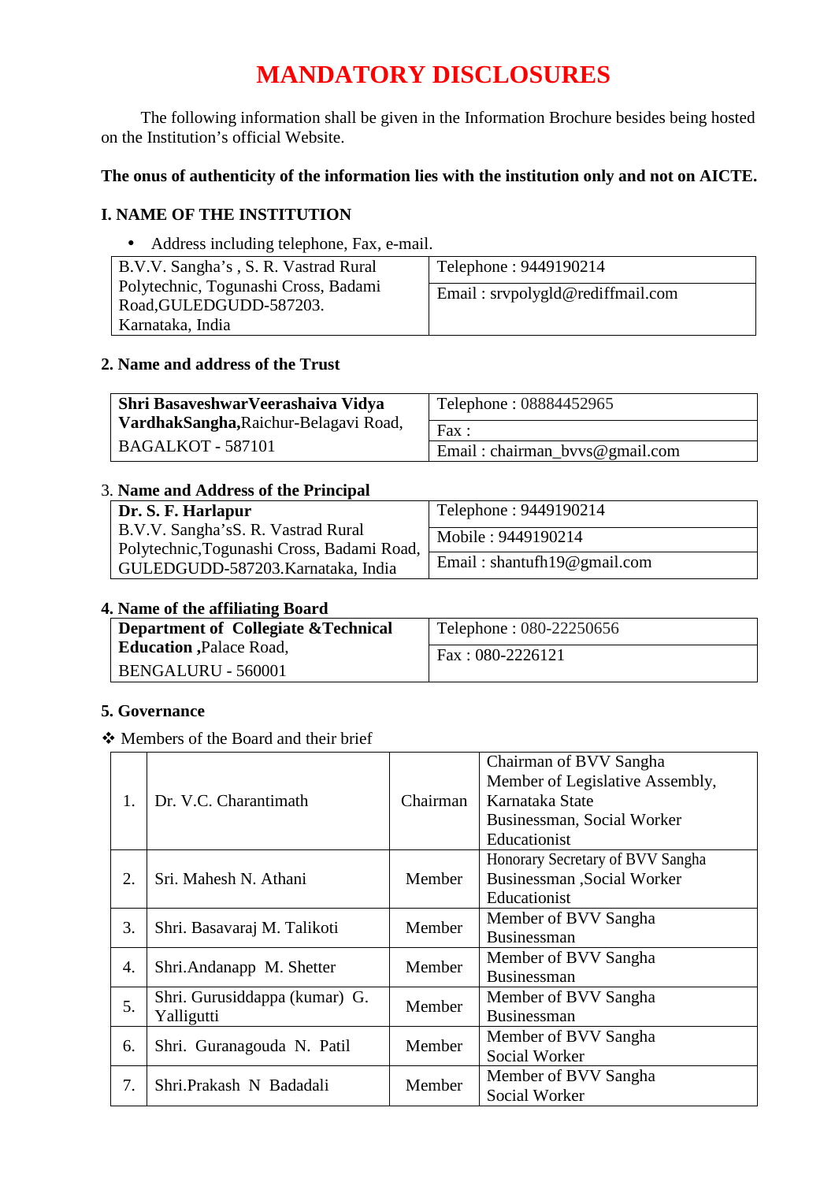# MANDATORY DISCLOSURES

The following information shall be given in the Information Brochure besides being hosted on the Institution's official Website.

**The onus of authenticity of the information lies with the institution only and not on AICTE.**

## I. NAME OF THE INSTITUTION

- Address including telephone, Fax, e-mail.

| B.V.V. Sangha's , S. R. Vastrad Rural Polytechnic, Togunashi Cross, Badami Road,GULEDGUDD-587203. Karnataka, India | Telephone : 9449190214 |
|---|---|
| | Email : srvpolygld@rediffmail.com |

## 2. Name and address of the Trust

| **Shri BasaveshwarVeerashaiva Vidya VardhakSangha,**Raichur-Belagavi Road, BAGALKOT - 587101 | Telephone : 08884452965 |
|---|---|
| | Fax : |
| | Email : chairman_bvvs@gmail.com |

## 3. Name and Address of the Principal

| **Dr. S. F. Harlapur** B.V.V. Sangha'sS. R. Vastrad Rural Polytechnic,Togunashi Cross, Badami Road, GULEDGUDD-587203.Karnataka, India | Telephone : 9449190214 |
|---|---|
| | Mobile : 9449190214 |
| | Email : shantufh19@gmail.com |

## 4. Name of the affiliating Board

| **Department of Collegiate &Technical Education ,**Palace Road, BENGALURU - 560001 | Telephone : 080-22250656 |
|---|---|
| | Fax : 080-2226121 |

## 5. Governance

❖ Members of the Board and their brief

| 1. | Dr. V.C. Charantimath | Chairman | Chairman of BVV Sangha<br>Member of Legislative Assembly, Karnataka State<br>Businessman, Social Worker<br>Educationist |
|---|---|---|---|
| 2. | Sri. Mahesh N. Athani | Member | Honorary Secretary of BVV Sangha<br>Businessman ,Social Worker<br>Educationist |
| 3. | Shri. Basavaraj M. Talikoti | Member | Member of BVV Sangha<br>Businessman |
| 4. | Shri.Andanapp M. Shetter | Member | Member of BVV Sangha<br>Businessman |
| 5. | Shri. Gurusiddappa (kumar) G. Yalligutti | Member | Member of BVV Sangha<br>Businessman |
| 6. | Shri. Guranagouda N. Patil | Member | Member of BVV Sangha<br>Social Worker |
| 7. | Shri.Prakash N Badadali | Member | Member of BVV Sangha<br>Social Worker |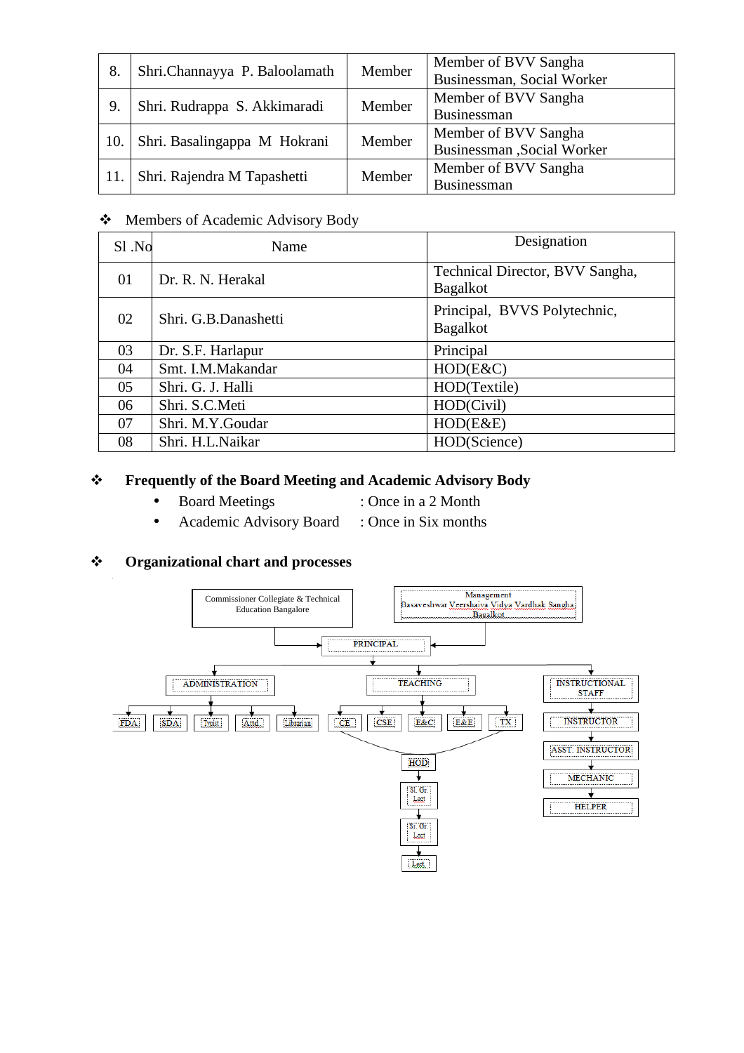| | | | |
|---|---|---|---|
| 8. | Shri.Channayya P. Baloolamath | Member | Member of BVV Sangha Businessman, Social Worker |
| 9. | Shri. Rudrappa S. Akkimaradi | Member | Member of BVV Sangha Businessman |
| 10. | Shri. Basalingappa M Hokrani | Member | Member of BVV Sangha Businessman ,Social Worker |
| 11. | Shri. Rajendra M Tapashetti | Member | Member of BVV Sangha Businessman |

❖ Members of Academic Advisory Body

| Sl .No | Name | Designation |
|---|---|---|
| 01 | Dr. R. N. Herakal | Technical Director, BVV Sangha, Bagalkot |
| 02 | Shri. G.B.Danashetti | Principal, BVVS Polytechnic, Bagalkot |
| 03 | Dr. S.F. Harlapur | Principal |
| 04 | Smt. I.M.Makandar | HOD(E&C) |
| 05 | Shri. G. J. Halli | HOD(Textile) |
| 06 | Shri. S.C.Meti | HOD(Civil) |
| 07 | Shri. M.Y.Goudar | HOD(E&E) |
| 08 | Shri. H.L.Naikar | HOD(Science) |

## ❖ Frequently of the Board Meeting and Academic Advisory Body

- Board Meetings : Once in a 2 Month
- Academic Advisory Board : Once in Six months

## ❖ Organizational chart and processes

Commissioner Collegiate & Technical Education Bangalore

Management Basaveshwar Veershaiva Vidya Vardhak Sangha Bagalkot

PRINCIPAL

ADMINISTRATION: FDA, SDA, Typist, Attd., Librarian

TEACHING: CE, CSE, E&C, E&E, TX → HOD → Sl. Gr Lect → Sr. Gr Lect → Lect.

INSTRUCTIONAL STAFF → INSTRUCTOR → ASST. INSTRUCTOR → MECHANIC → HELPER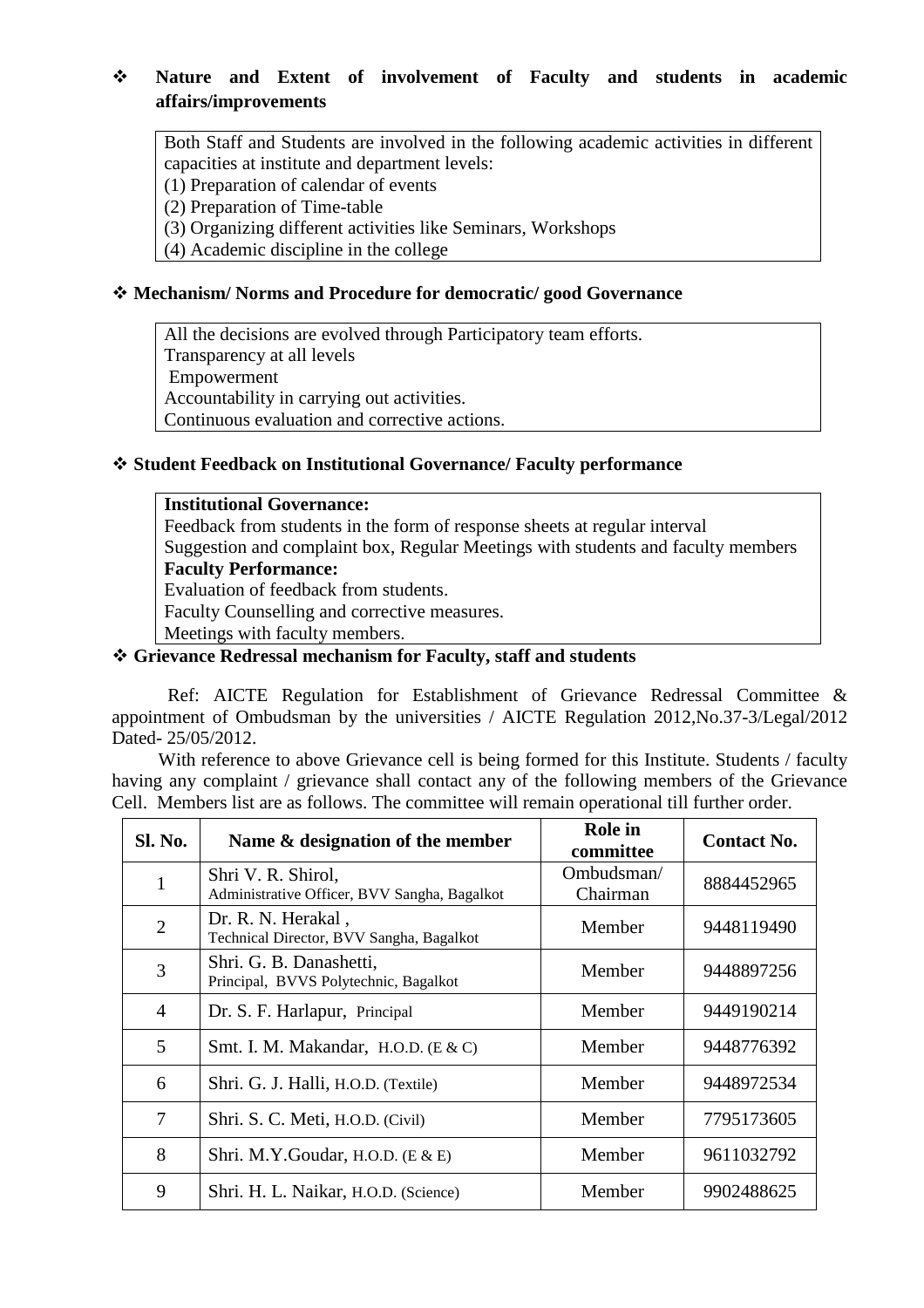- **Nature and Extent of involvement of Faculty and students in academic affairs/improvements**

Both Staff and Students are involved in the following academic activities in different capacities at institute and department levels:
(1) Preparation of calendar of events
(2) Preparation of Time-table
(3) Organizing different activities like Seminars, Workshops
(4) Academic discipline in the college

- **Mechanism/ Norms and Procedure for democratic/ good Governance**

All the decisions are evolved through Participatory team efforts.
Transparency at all levels
Empowerment
Accountability in carrying out activities.
Continuous evaluation and corrective actions.

- **Student Feedback on Institutional Governance/ Faculty performance**

**Institutional Governance:**
Feedback from students in the form of response sheets at regular interval
Suggestion and complaint box, Regular Meetings with students and faculty members
**Faculty Performance:**
Evaluation of feedback from students.
Faculty Counselling and corrective measures.
Meetings with faculty members.

- **Grievance Redressal mechanism for Faculty, staff and students**

Ref: AICTE Regulation for Establishment of Grievance Redressal Committee & appointment of Ombudsman by the universities / AICTE Regulation 2012,No.37-3/Legal/2012 Dated- 25/05/2012.

With reference to above Grievance cell is being formed for this Institute. Students / faculty having any complaint / grievance shall contact any of the following members of the Grievance Cell. Members list are as follows. The committee will remain operational till further order.

| Sl. No. | Name & designation of the member | Role in committee | Contact No. |
|---|---|---|---|
| 1 | Shri V. R. Shirol, Administrative Officer, BVV Sangha, Bagalkot | Ombudsman/ Chairman | 8884452965 |
| 2 | Dr. R. N. Herakal , Technical Director, BVV Sangha, Bagalkot | Member | 9448119490 |
| 3 | Shri. G. B. Danashetti, Principal, BVVS Polytechnic, Bagalkot | Member | 9448897256 |
| 4 | Dr. S. F. Harlapur, Principal | Member | 9449190214 |
| 5 | Smt. I. M. Makandar, H.O.D. (E & C) | Member | 9448776392 |
| 6 | Shri. G. J. Halli, H.O.D. (Textile) | Member | 9448972534 |
| 7 | Shri. S. C. Meti, H.O.D. (Civil) | Member | 7795173605 |
| 8 | Shri. M.Y.Goudar, H.O.D. (E & E) | Member | 9611032792 |
| 9 | Shri. H. L. Naikar, H.O.D. (Science) | Member | 9902488625 |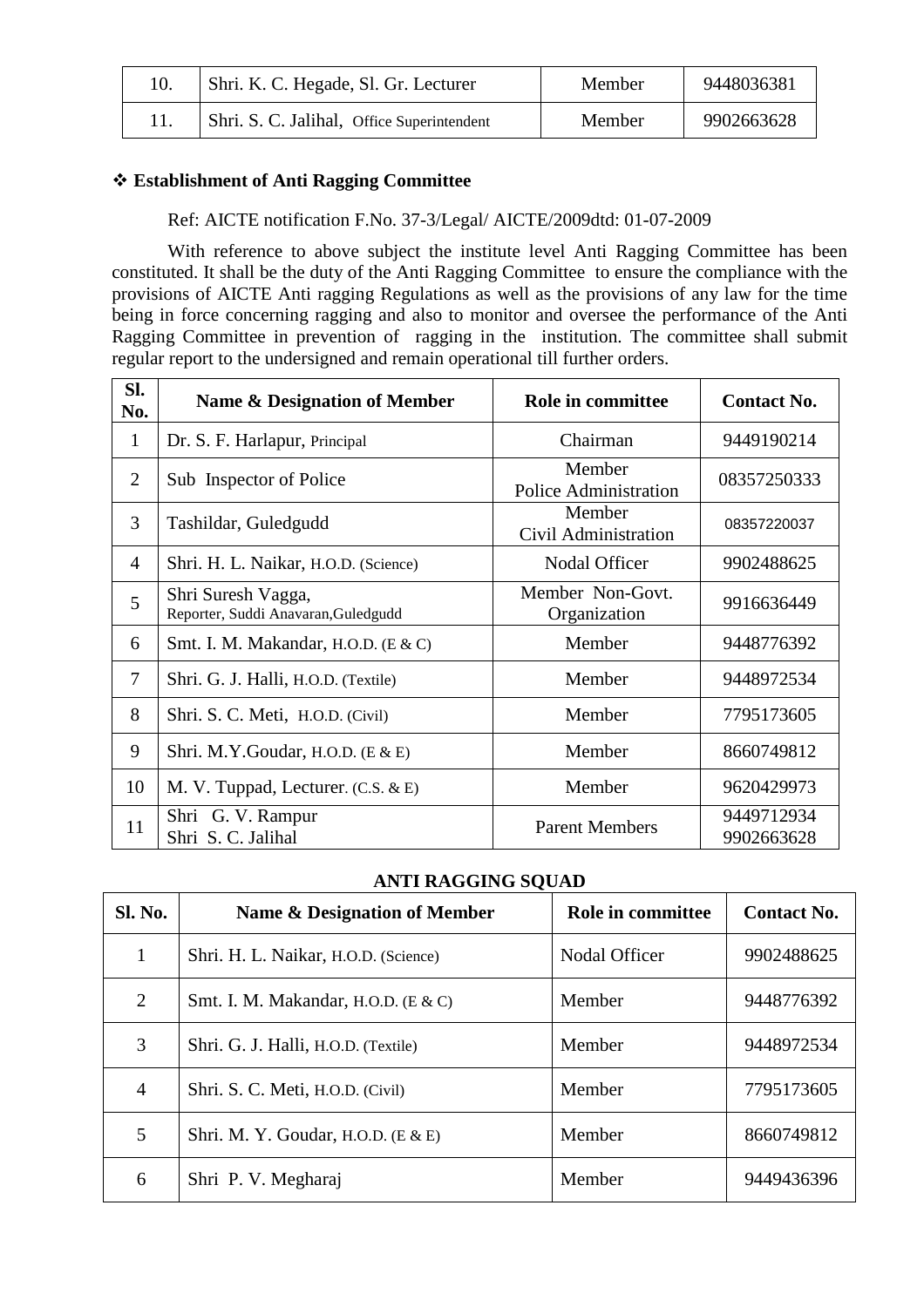| 10. | Shri. K. C. Hegade, Sl. Gr. Lecturer | Member | 9448036381 |
|---|---|---|---|
| 11. | Shri. S. C. Jalihal, Office Superintendent | Member | 9902663628 |

❖ **Establishment of Anti Ragging Committee**

Ref: AICTE notification F.No. 37-3/Legal/ AICTE/2009dtd: 01-07-2009

With reference to above subject the institute level Anti Ragging Committee has been constituted. It shall be the duty of the Anti Ragging Committee to ensure the compliance with the provisions of AICTE Anti ragging Regulations as well as the provisions of any law for the time being in force concerning ragging and also to monitor and oversee the performance of the Anti Ragging Committee in prevention of ragging in the institution. The committee shall submit regular report to the undersigned and remain operational till further orders.

| Sl. No. | Name & Designation of Member | Role in committee | Contact No. |
|---|---|---|---|
| 1 | Dr. S. F. Harlapur, Principal | Chairman | 9449190214 |
| 2 | Sub Inspector of Police | Member Police Administration | 08357250333 |
| 3 | Tashildar, Guledgudd | Member Civil Administration | 08357220037 |
| 4 | Shri. H. L. Naikar, H.O.D. (Science) | Nodal Officer | 9902488625 |
| 5 | Shri Suresh Vagga, Reporter, Suddi Anavaran,Guledgudd | Member Non-Govt. Organization | 9916636449 |
| 6 | Smt. I. M. Makandar, H.O.D. (E & C) | Member | 9448776392 |
| 7 | Shri. G. J. Halli, H.O.D. (Textile) | Member | 9448972534 |
| 8 | Shri. S. C. Meti, H.O.D. (Civil) | Member | 7795173605 |
| 9 | Shri. M.Y.Goudar, H.O.D. (E & E) | Member | 8660749812 |
| 10 | M. V. Tuppad, Lecturer. (C.S. & E) | Member | 9620429973 |
| 11 | Shri G. V. Rampur<br>Shri S. C. Jalihal | Parent Members | 9449712934<br>9902663628 |

**ANTI RAGGING SQUAD**

| Sl. No. | Name & Designation of Member | Role in committee | Contact No. |
|---|---|---|---|
| 1 | Shri. H. L. Naikar, H.O.D. (Science) | Nodal Officer | 9902488625 |
| 2 | Smt. I. M. Makandar, H.O.D. (E & C) | Member | 9448776392 |
| 3 | Shri. G. J. Halli, H.O.D. (Textile) | Member | 9448972534 |
| 4 | Shri. S. C. Meti, H.O.D. (Civil) | Member | 7795173605 |
| 5 | Shri. M. Y. Goudar, H.O.D. (E & E) | Member | 8660749812 |
| 6 | Shri P. V. Megharaj | Member | 9449436396 |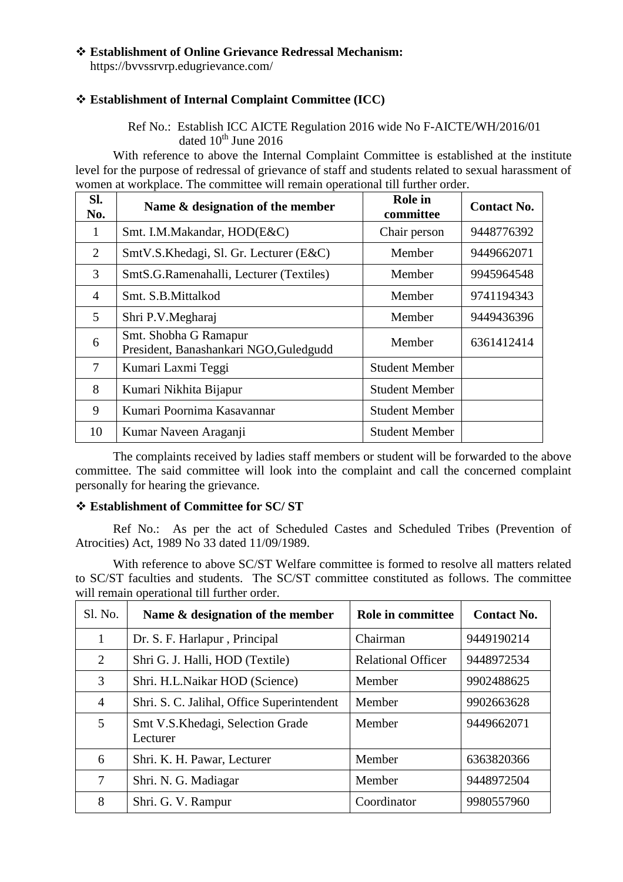- **Establishment of Online Grievance Redressal Mechanism:**
  https://bvvssrvrp.edugrievance.com/

- **Establishment of Internal Complaint Committee (ICC)**

Ref No.: Establish ICC AICTE Regulation 2016 wide No F-AICTE/WH/2016/01 dated 10th June 2016

With reference to above the Internal Complaint Committee is established at the institute level for the purpose of redressal of grievance of staff and students related to sexual harassment of women at workplace. The committee will remain operational till further order.

| Sl. No. | Name & designation of the member | Role in committee | Contact No. |
|---|---|---|---|
| 1 | Smt. I.M.Makandar, HOD(E&C) | Chair person | 9448776392 |
| 2 | SmtV.S.Khedagi, Sl. Gr. Lecturer (E&C) | Member | 9449662071 |
| 3 | SmtS.G.Ramenahalli, Lecturer (Textiles) | Member | 9945964548 |
| 4 | Smt. S.B.Mittalkod | Member | 9741194343 |
| 5 | Shri P.V.Megharaj | Member | 9449436396 |
| 6 | Smt. Shobha G Ramapur President, Banashankari NGO,Guledgudd | Member | 6361412414 |
| 7 | Kumari Laxmi Teggi | Student Member | |
| 8 | Kumari Nikhita Bijapur | Student Member | |
| 9 | Kumari Poornima Kasavannar | Student Member | |
| 10 | Kumar Naveen Araganji | Student Member | |

The complaints received by ladies staff members or student will be forwarded to the above committee. The said committee will look into the complaint and call the concerned complaint personally for hearing the grievance.

- **Establishment of Committee for SC/ ST**

Ref No.: As per the act of Scheduled Castes and Scheduled Tribes (Prevention of Atrocities) Act, 1989 No 33 dated 11/09/1989.

With reference to above SC/ST Welfare committee is formed to resolve all matters related to SC/ST faculties and students. The SC/ST committee constituted as follows. The committee will remain operational till further order.

| Sl. No. | Name & designation of the member | Role in committee | Contact No. |
|---|---|---|---|
| 1 | Dr. S. F. Harlapur , Principal | Chairman | 9449190214 |
| 2 | Shri G. J. Halli, HOD (Textile) | Relational Officer | 9448972534 |
| 3 | Shri. H.L.Naikar HOD (Science) | Member | 9902488625 |
| 4 | Shri. S. C. Jalihal, Office Superintendent | Member | 9902663628 |
| 5 | Smt V.S.Khedagi, Selection Grade Lecturer | Member | 9449662071 |
| 6 | Shri. K. H. Pawar, Lecturer | Member | 6363820366 |
| 7 | Shri. N. G. Madiagar | Member | 9448972504 |
| 8 | Shri. G. V. Rampur | Coordinator | 9980557960 |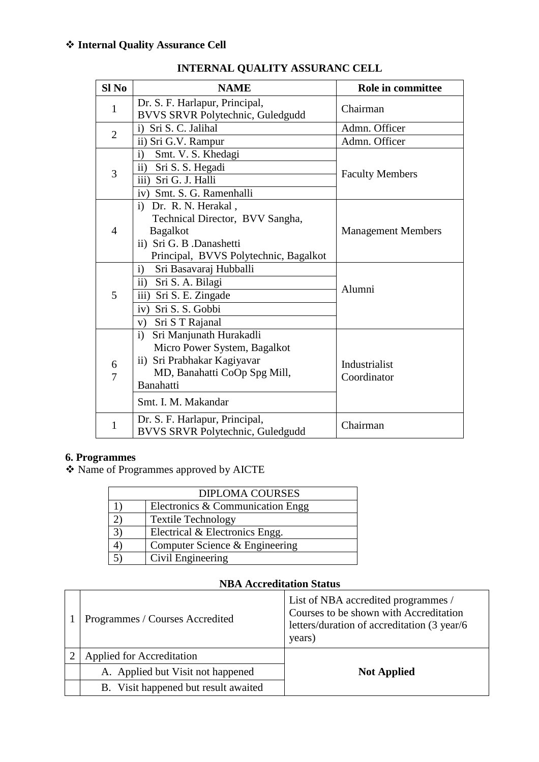- **Internal Quality Assurance Cell**

**INTERNAL QUALITY ASSURANC CELL**

| Sl No | NAME | Role in committee |
|---|---|---|
| 1 | Dr. S. F. Harlapur, Principal, BVVS SRVR Polytechnic, Guledgudd | Chairman |
| 2 | i) Sri S. C. Jalihal | Admn. Officer |
| | ii) Sri G.V. Rampur | Admn. Officer |
| 3 | i) Smt. V. S. Khedagi | Faculty Members |
| | ii) Sri S. S. Hegadi | |
| | iii) Sri G. J. Halli | |
| | iv) Smt. S. G. Ramenhalli | |
| 4 | i) Dr. R. N. Herakal , Technical Director, BVV Sangha, Bagalkot<br>ii) Sri G. B .Danashetti Principal, BVVS Polytechnic, Bagalkot | Management Members |
| 5 | i) Sri Basavaraj Hubballi | Alumni |
| | ii) Sri S. A. Bilagi | |
| | iii) Sri S. E. Zingade | |
| | iv) Sri S. S. Gobbi | |
| | v) Sri S T Rajanal | |
| 6<br>7 | i) Sri Manjunath Hurakadli Micro Power System, Bagalkot<br>ii) Sri Prabhakar Kagiyavar MD, Banahatti CoOp Spg Mill, Banahatti | Industrialist<br>Coordinator |
| | Smt. I. M. Makandar | |
| 1 | Dr. S. F. Harlapur, Principal, BVVS SRVR Polytechnic, Guledgudd | Chairman |

**6. Programmes**

- Name of Programmes approved by AICTE

| DIPLOMA COURSES | |
|---|---|
| 1) | Electronics & Communication Engg |
| 2) | Textile Technology |
| 3) | Electrical & Electronics Engg. |
| 4) | Computer Science & Engineering |
| 5) | Civil Engineering |

**NBA Accreditation Status**

| | | |
|---|---|---|
| 1 | Programmes / Courses Accredited | List of NBA accredited programmes / Courses to be shown with Accreditation letters/duration of accreditation (3 year/6 years) |
| 2 | Applied for Accreditation | **Not Applied** |
| | A. Applied but Visit not happened | |
| | B. Visit happened but result awaited | |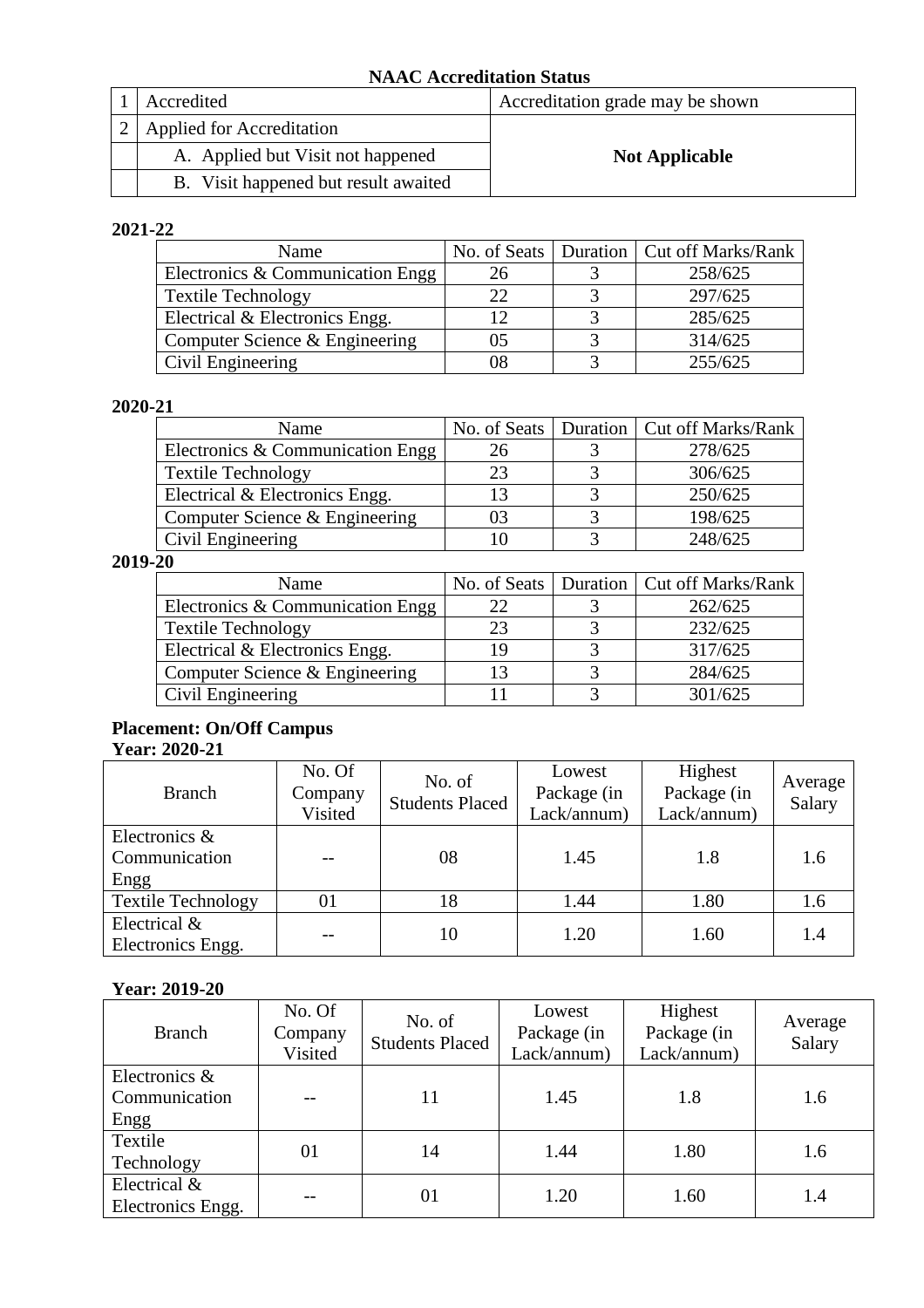## NAAC Accreditation Status

| | | |
|---|---|---|
| 1 | Accredited | Accreditation grade may be shown |
| 2 | Applied for Accreditation | **Not Applicable** |
| | A. Applied but Visit not happened | |
| | B. Visit happened but result awaited | |

**2021-22**

| Name | No. of Seats | Duration | Cut off Marks/Rank |
|---|---|---|---|
| Electronics & Communication Engg | 26 | 3 | 258/625 |
| Textile Technology | 22 | 3 | 297/625 |
| Electrical & Electronics Engg. | 12 | 3 | 285/625 |
| Computer Science & Engineering | 05 | 3 | 314/625 |
| Civil Engineering | 08 | 3 | 255/625 |

**2020-21**

| Name | No. of Seats | Duration | Cut off Marks/Rank |
|---|---|---|---|
| Electronics & Communication Engg | 26 | 3 | 278/625 |
| Textile Technology | 23 | 3 | 306/625 |
| Electrical & Electronics Engg. | 13 | 3 | 250/625 |
| Computer Science & Engineering | 03 | 3 | 198/625 |
| Civil Engineering | 10 | 3 | 248/625 |

**2019-20**

| Name | No. of Seats | Duration | Cut off Marks/Rank |
|---|---|---|---|
| Electronics & Communication Engg | 22 | 3 | 262/625 |
| Textile Technology | 23 | 3 | 232/625 |
| Electrical & Electronics Engg. | 19 | 3 | 317/625 |
| Computer Science & Engineering | 13 | 3 | 284/625 |
| Civil Engineering | 11 | 3 | 301/625 |

**Placement: On/Off Campus**

**Year: 2020-21**

| Branch | No. Of Company Visited | No. of Students Placed | Lowest Package (in Lack/annum) | Highest Package (in Lack/annum) | Average Salary |
|---|---|---|---|---|---|
| Electronics & Communication Engg | -- | 08 | 1.45 | 1.8 | 1.6 |
| Textile Technology | 01 | 18 | 1.44 | 1.80 | 1.6 |
| Electrical & Electronics Engg. | -- | 10 | 1.20 | 1.60 | 1.4 |

**Year: 2019-20**

| Branch | No. Of Company Visited | No. of Students Placed | Lowest Package (in Lack/annum) | Highest Package (in Lack/annum) | Average Salary |
|---|---|---|---|---|---|
| Electronics & Communication Engg | -- | 11 | 1.45 | 1.8 | 1.6 |
| Textile Technology | 01 | 14 | 1.44 | 1.80 | 1.6 |
| Electrical & Electronics Engg. | -- | 01 | 1.20 | 1.60 | 1.4 |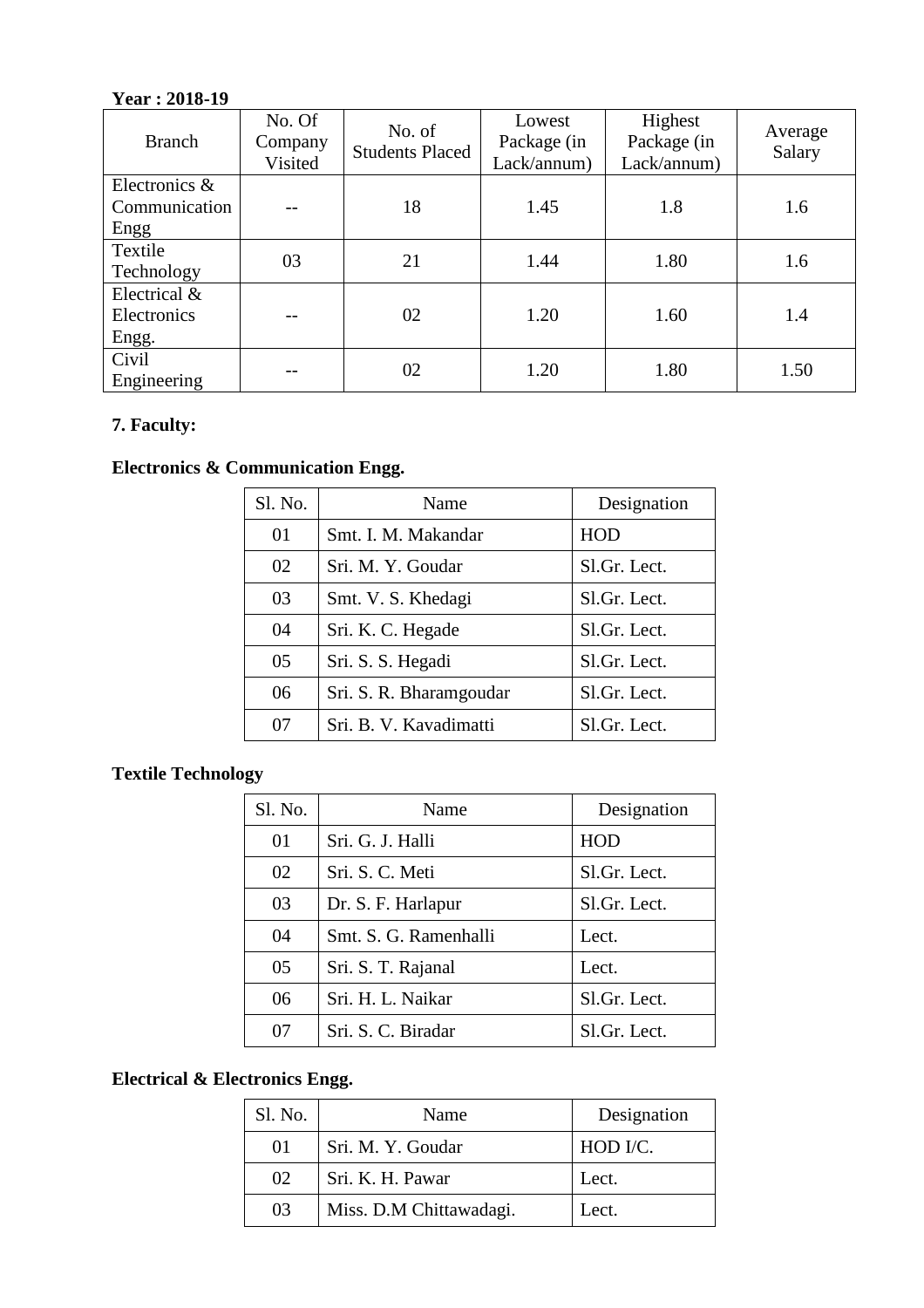**Year : 2018-19**

| Branch | No. Of Company Visited | No. of Students Placed | Lowest Package (in Lack/annum) | Highest Package (in Lack/annum) | Average Salary |
|---|---|---|---|---|---|
| Electronics & Communication Engg | -- | 18 | 1.45 | 1.8 | 1.6 |
| Textile Technology | 03 | 21 | 1.44 | 1.80 | 1.6 |
| Electrical & Electronics Engg. | -- | 02 | 1.20 | 1.60 | 1.4 |
| Civil Engineering | -- | 02 | 1.20 | 1.80 | 1.50 |

**7. Faculty:**

**Electronics & Communication Engg.**

| Sl. No. | Name | Designation |
|---|---|---|
| 01 | Smt. I. M. Makandar | HOD |
| 02 | Sri. M. Y. Goudar | Sl.Gr. Lect. |
| 03 | Smt. V. S. Khedagi | Sl.Gr. Lect. |
| 04 | Sri. K. C. Hegade | Sl.Gr. Lect. |
| 05 | Sri. S. S. Hegadi | Sl.Gr. Lect. |
| 06 | Sri. S. R. Bharamgoudar | Sl.Gr. Lect. |
| 07 | Sri. B. V. Kavadimatti | Sl.Gr. Lect. |

**Textile Technology**

| Sl. No. | Name | Designation |
|---|---|---|
| 01 | Sri. G. J. Halli | HOD |
| 02 | Sri. S. C. Meti | Sl.Gr. Lect. |
| 03 | Dr. S. F. Harlapur | Sl.Gr. Lect. |
| 04 | Smt. S. G. Ramenhalli | Lect. |
| 05 | Sri. S. T. Rajanal | Lect. |
| 06 | Sri. H. L. Naikar | Sl.Gr. Lect. |
| 07 | Sri. S. C. Biradar | Sl.Gr. Lect. |

**Electrical & Electronics Engg.**

| Sl. No. | Name | Designation |
|---|---|---|
| 01 | Sri. M. Y. Goudar | HOD I/C. |
| 02 | Sri. K. H. Pawar | Lect. |
| 03 | Miss. D.M Chittawadagi. | Lect. |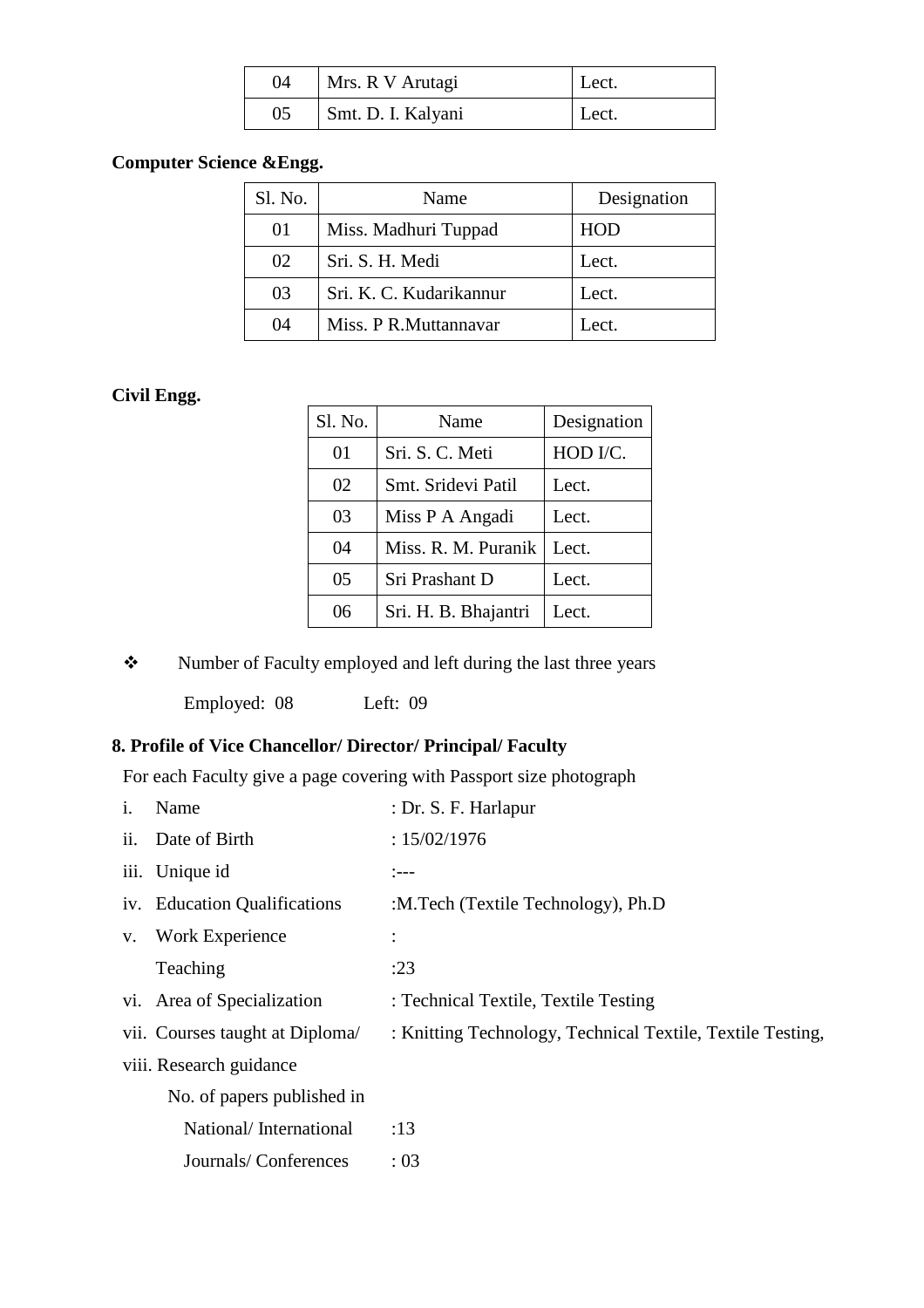| 04 | Mrs. R V Arutagi | Lect. |
|---|---|---|
| 05 | Smt. D. I. Kalyani | Lect. |

**Computer Science &Engg.**

| Sl. No. | Name | Designation |
|---|---|---|
| 01 | Miss. Madhuri Tuppad | HOD |
| 02 | Sri. S. H. Medi | Lect. |
| 03 | Sri. K. C. Kudarikannur | Lect. |
| 04 | Miss. P R.Muttannavar | Lect. |

**Civil Engg.**

| Sl. No. | Name | Designation |
|---|---|---|
| 01 | Sri. S. C. Meti | HOD I/C. |
| 02 | Smt. Sridevi Patil | Lect. |
| 03 | Miss P A Angadi | Lect. |
| 04 | Miss. R. M. Puranik | Lect. |
| 05 | Sri Prashant D | Lect. |
| 06 | Sri. H. B. Bhajantri | Lect. |

- Number of Faculty employed and left during the last three years

  Employed: 08 Left: 09

**8. Profile of Vice Chancellor/ Director/ Principal/ Faculty**

For each Faculty give a page covering with Passport size photograph

i. Name : Dr. S. F. Harlapur

ii. Date of Birth : 15/02/1976

iii. Unique id :---

iv. Education Qualifications :M.Tech (Textile Technology), Ph.D

v. Work Experience :

Teaching :23

vi. Area of Specialization : Technical Textile, Textile Testing

vii. Courses taught at Diploma/ : Knitting Technology, Technical Textile, Textile Testing,

viii. Research guidance

No. of papers published in

National/ International :13

Journals/ Conferences : 03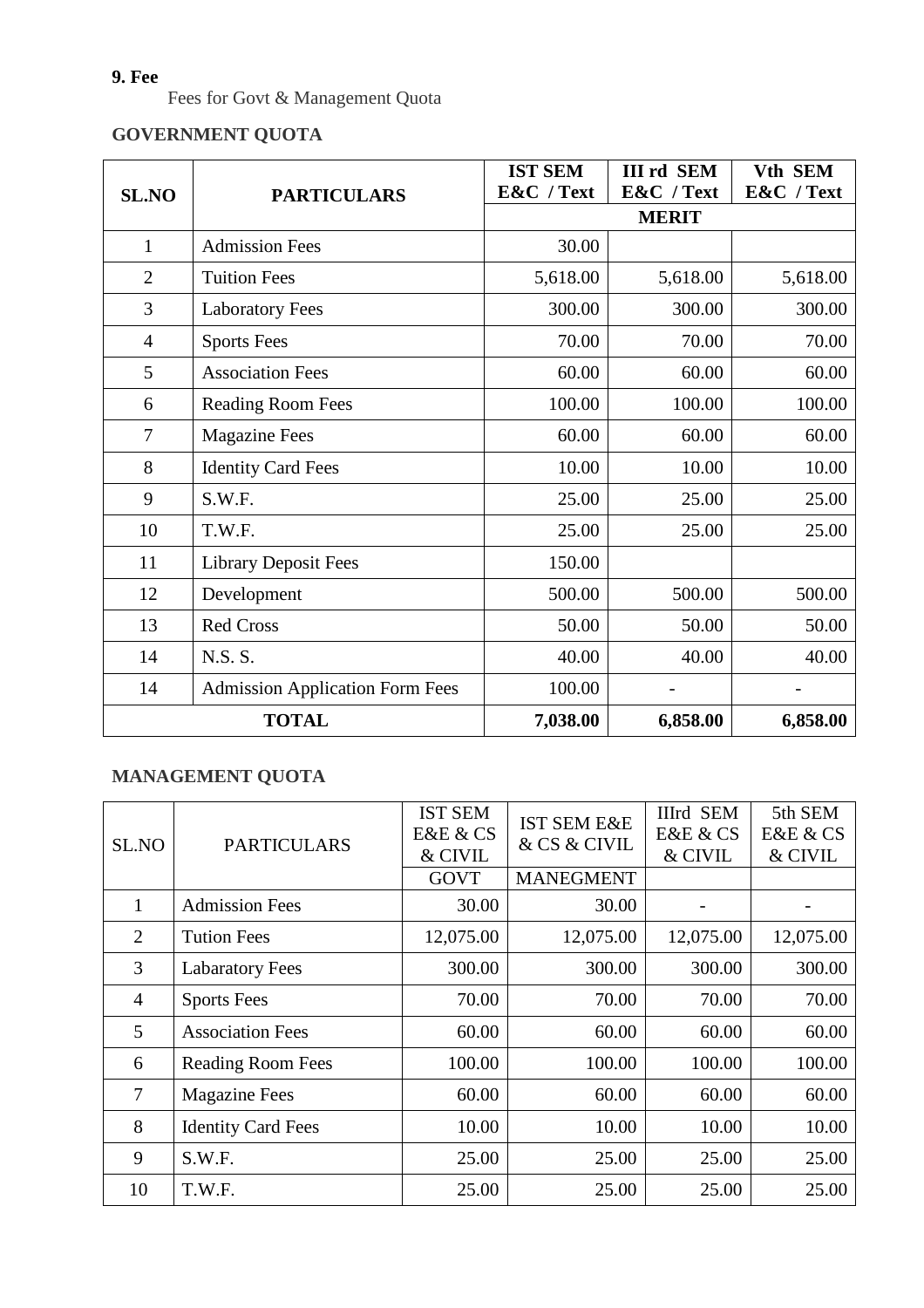**9. Fee**

Fees for Govt & Management Quota

**GOVERNMENT QUOTA**

| SL.NO | PARTICULARS | IST SEM E&C / Text | III rd SEM E&C / Text | Vth SEM E&C / Text |
|---|---|---|---|---|
| | | MERIT | | |
| 1 | Admission Fees | 30.00 | | |
| 2 | Tuition Fees | 5,618.00 | 5,618.00 | 5,618.00 |
| 3 | Laboratory Fees | 300.00 | 300.00 | 300.00 |
| 4 | Sports Fees | 70.00 | 70.00 | 70.00 |
| 5 | Association Fees | 60.00 | 60.00 | 60.00 |
| 6 | Reading Room Fees | 100.00 | 100.00 | 100.00 |
| 7 | Magazine Fees | 60.00 | 60.00 | 60.00 |
| 8 | Identity Card Fees | 10.00 | 10.00 | 10.00 |
| 9 | S.W.F. | 25.00 | 25.00 | 25.00 |
| 10 | T.W.F. | 25.00 | 25.00 | 25.00 |
| 11 | Library Deposit Fees | 150.00 | | |
| 12 | Development | 500.00 | 500.00 | 500.00 |
| 13 | Red Cross | 50.00 | 50.00 | 50.00 |
| 14 | N.S. S. | 40.00 | 40.00 | 40.00 |
| 14 | Admission Application Form Fees | 100.00 | - | - |
| **TOTAL** | | **7,038.00** | **6,858.00** | **6,858.00** |

**MANAGEMENT QUOTA**

| SL.NO | PARTICULARS | IST SEM E&E & CS & CIVIL | IST SEM E&E & CS & CIVIL | IIIrd SEM E&E & CS & CIVIL | 5th SEM E&E & CS & CIVIL |
|---|---|---|---|---|---|
| | | GOVT | MANEGMENT | | |
| 1 | Admission Fees | 30.00 | 30.00 | - | - |
| 2 | Tution Fees | 12,075.00 | 12,075.00 | 12,075.00 | 12,075.00 |
| 3 | Labaratory Fees | 300.00 | 300.00 | 300.00 | 300.00 |
| 4 | Sports Fees | 70.00 | 70.00 | 70.00 | 70.00 |
| 5 | Association Fees | 60.00 | 60.00 | 60.00 | 60.00 |
| 6 | Reading Room Fees | 100.00 | 100.00 | 100.00 | 100.00 |
| 7 | Magazine Fees | 60.00 | 60.00 | 60.00 | 60.00 |
| 8 | Identity Card Fees | 10.00 | 10.00 | 10.00 | 10.00 |
| 9 | S.W.F. | 25.00 | 25.00 | 25.00 | 25.00 |
| 10 | T.W.F. | 25.00 | 25.00 | 25.00 | 25.00 |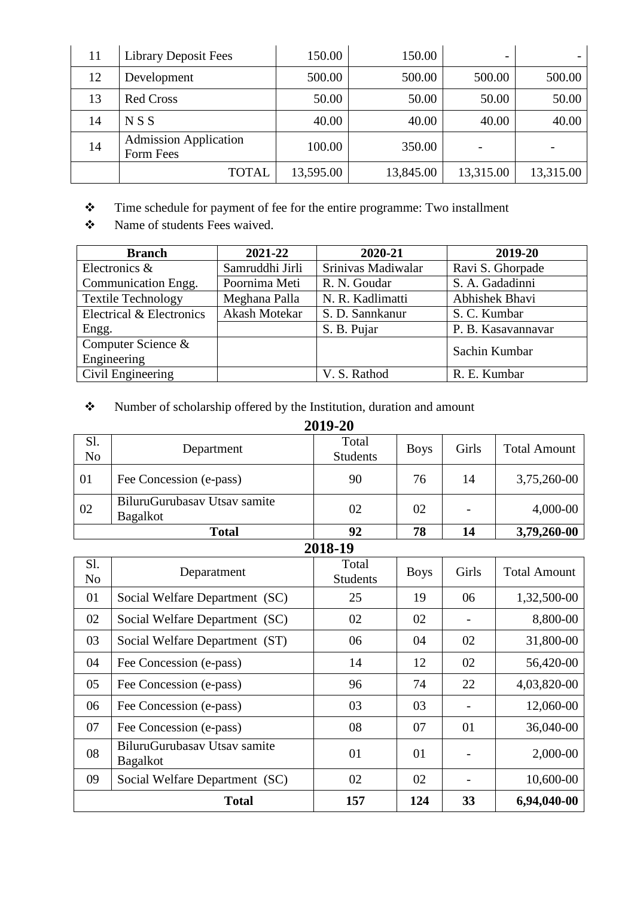| 11 | Library Deposit Fees | 150.00 | 150.00 | - | - |
|---|---|---|---|---|---|
| 12 | Development | 500.00 | 500.00 | 500.00 | 500.00 |
| 13 | Red Cross | 50.00 | 50.00 | 50.00 | 50.00 |
| 14 | N S S | 40.00 | 40.00 | 40.00 | 40.00 |
| 14 | Admission Application Form Fees | 100.00 | 350.00 | - | - |
| | TOTAL | 13,595.00 | 13,845.00 | 13,315.00 | 13,315.00 |

- ❖ Time schedule for payment of fee for the entire programme: Two installment
- ❖ Name of students Fees waived.

| Branch | 2021-22 | 2020-21 | 2019-20 |
|---|---|---|---|
| Electronics & Communication Engg. | Samruddhi Jirli | Srinivas Madiwalar | Ravi S. Ghorpade |
| | Poornima Meti | R. N. Goudar | S. A. Gadadinni |
| Textile Technology | Meghana Palla | N. R. Kadlimatti | Abhishek Bhavi |
| Electrical & Electronics Engg. | Akash Motekar | S. D. Sannkanur | S. C. Kumbar |
| | | S. B. Pujar | P. B. Kasavannavar |
| Computer Science & Engineering | | | Sachin Kumbar |
| Civil Engineering | | V. S. Rathod | R. E. Kumbar |

- ❖ Number of scholarship offered by the Institution, duration and amount

**2019-20**

| Sl. No | Department | Total Students | Boys | Girls | Total Amount |
|---|---|---|---|---|---|
| 01 | Fee Concession (e-pass) | 90 | 76 | 14 | 3,75,260-00 |
| 02 | BiluruGurubasav Utsav samite Bagalkot | 02 | 02 | - | 4,000-00 |
| | **Total** | **92** | **78** | **14** | **3,79,260-00** |

**2018-19**

| Sl. No | Deparatment | Total Students | Boys | Girls | Total Amount |
|---|---|---|---|---|---|
| 01 | Social Welfare Department (SC) | 25 | 19 | 06 | 1,32,500-00 |
| 02 | Social Welfare Department (SC) | 02 | 02 | - | 8,800-00 |
| 03 | Social Welfare Department (ST) | 06 | 04 | 02 | 31,800-00 |
| 04 | Fee Concession (e-pass) | 14 | 12 | 02 | 56,420-00 |
| 05 | Fee Concession (e-pass) | 96 | 74 | 22 | 4,03,820-00 |
| 06 | Fee Concession (e-pass) | 03 | 03 | - | 12,060-00 |
| 07 | Fee Concession (e-pass) | 08 | 07 | 01 | 36,040-00 |
| 08 | BiluruGurubasav Utsav samite Bagalkot | 01 | 01 | - | 2,000-00 |
| 09 | Social Welfare Department (SC) | 02 | 02 | - | 10,600-00 |
| | **Total** | **157** | **124** | **33** | **6,94,040-00** |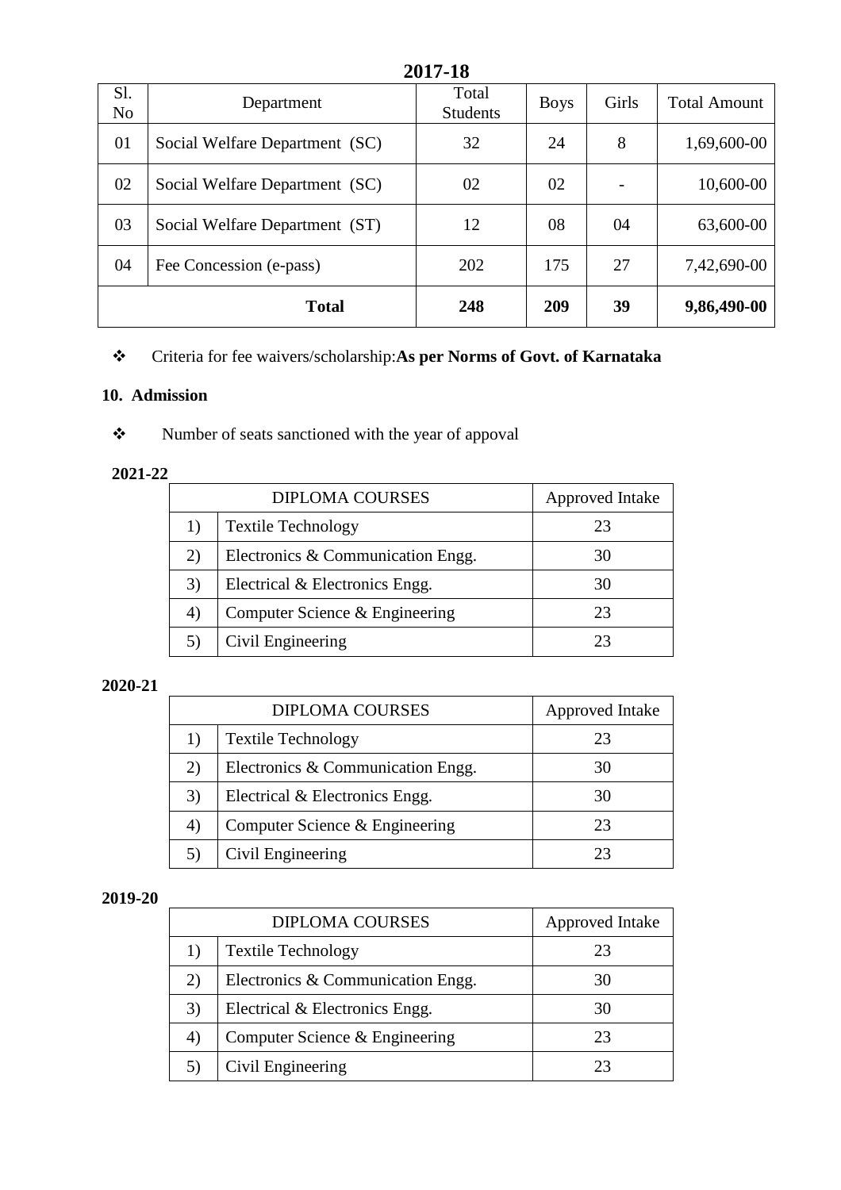**2017-18**

| Sl. No | Department | Total Students | Boys | Girls | Total Amount |
|---|---|---|---|---|---|
| 01 | Social Welfare Department (SC) | 32 | 24 | 8 | 1,69,600-00 |
| 02 | Social Welfare Department (SC) | 02 | 02 | - | 10,600-00 |
| 03 | Social Welfare Department (ST) | 12 | 08 | 04 | 63,600-00 |
| 04 | Fee Concession (e-pass) | 202 | 175 | 27 | 7,42,690-00 |
| **Total** | | **248** | **209** | **39** | **9,86,490-00** |

- Criteria for fee waivers/scholarship:**As per Norms of Govt. of Karnataka**

**10. Admission**

- Number of seats sanctioned with the year of appoval

**2021-22**

| DIPLOMA COURSES | | Approved Intake |
|---|---|---|
| 1) | Textile Technology | 23 |
| 2) | Electronics & Communication Engg. | 30 |
| 3) | Electrical & Electronics Engg. | 30 |
| 4) | Computer Science & Engineering | 23 |
| 5) | Civil Engineering | 23 |

**2020-21**

| DIPLOMA COURSES | | Approved Intake |
|---|---|---|
| 1) | Textile Technology | 23 |
| 2) | Electronics & Communication Engg. | 30 |
| 3) | Electrical & Electronics Engg. | 30 |
| 4) | Computer Science & Engineering | 23 |
| 5) | Civil Engineering | 23 |

**2019-20**

| DIPLOMA COURSES | | Approved Intake |
|---|---|---|
| 1) | Textile Technology | 23 |
| 2) | Electronics & Communication Engg. | 30 |
| 3) | Electrical & Electronics Engg. | 30 |
| 4) | Computer Science & Engineering | 23 |
| 5) | Civil Engineering | 23 |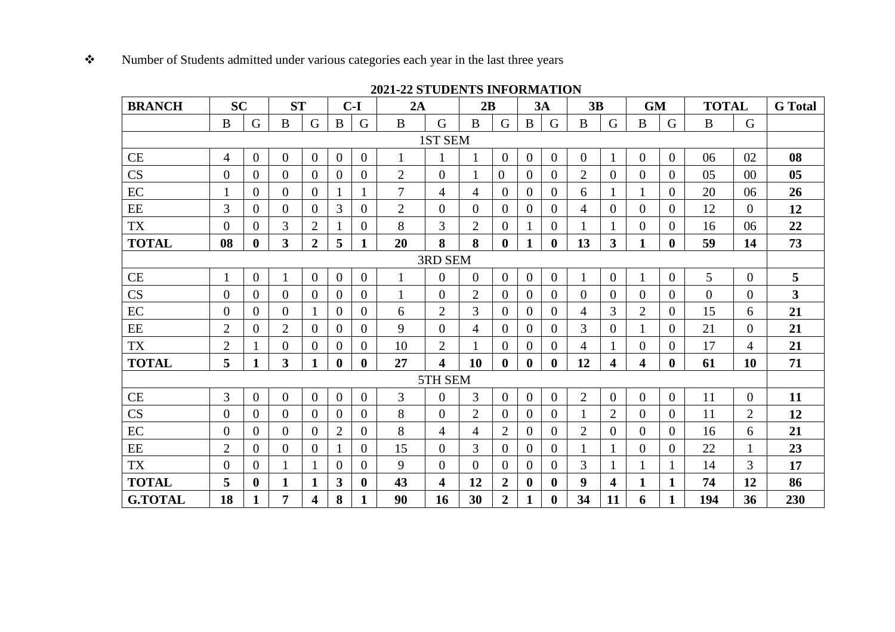❖ Number of Students admitted under various categories each year in the last three years

**2021-22 STUDENTS INFORMATION**

| BRANCH | SC | | ST | | C-I | | 2A | | 2B | | 3A | | 3B | | GM | | TOTAL | | G Total |
|---|---|---|---|---|---|---|---|---|---|---|---|---|---|---|---|---|---|---|---|
| | B | G | B | G | B | G | B | G | B | G | B | G | B | G | B | G | B | G | |
| 1ST SEM | | | | | | | | | | | | | | | | | | | |
| CE | 4 | 0 | 0 | 0 | 0 | 0 | 1 | 1 | 1 | 0 | 0 | 0 | 0 | 1 | 0 | 0 | 06 | 02 | **08** |
| CS | 0 | 0 | 0 | 0 | 0 | 0 | 2 | 0 | 1 | 0 | 0 | 0 | 2 | 0 | 0 | 0 | 05 | 00 | **05** |
| EC | 1 | 0 | 0 | 0 | 1 | 1 | 7 | 4 | 4 | 0 | 0 | 0 | 6 | 1 | 1 | 0 | 20 | 06 | **26** |
| EE | 3 | 0 | 0 | 0 | 3 | 0 | 2 | 0 | 0 | 0 | 0 | 0 | 4 | 0 | 0 | 0 | 12 | 0 | **12** |
| TX | 0 | 0 | 3 | 2 | 1 | 0 | 8 | 3 | 2 | 0 | 1 | 0 | 1 | 1 | 0 | 0 | 16 | 06 | **22** |
| **TOTAL** | **08** | **0** | **3** | **2** | **5** | **1** | **20** | **8** | **8** | **0** | **1** | **0** | **13** | **3** | **1** | **0** | **59** | **14** | **73** |
| 3RD SEM | | | | | | | | | | | | | | | | | | | |
| CE | 1 | 0 | 1 | 0 | 0 | 0 | 1 | 0 | 0 | 0 | 0 | 0 | 1 | 0 | 1 | 0 | 5 | 0 | **5** |
| CS | 0 | 0 | 0 | 0 | 0 | 0 | 1 | 0 | 2 | 0 | 0 | 0 | 0 | 0 | 0 | 0 | 0 | 0 | **3** |
| EC | 0 | 0 | 0 | 1 | 0 | 0 | 6 | 2 | 3 | 0 | 0 | 0 | 4 | 3 | 2 | 0 | 15 | 6 | **21** |
| EE | 2 | 0 | 2 | 0 | 0 | 0 | 9 | 0 | 4 | 0 | 0 | 0 | 3 | 0 | 1 | 0 | 21 | 0 | **21** |
| TX | 2 | 1 | 0 | 0 | 0 | 0 | 10 | 2 | 1 | 0 | 0 | 0 | 4 | 1 | 0 | 0 | 17 | 4 | **21** |
| **TOTAL** | **5** | **1** | **3** | **1** | **0** | **0** | **27** | **4** | **10** | **0** | **0** | **0** | **12** | **4** | **4** | **0** | **61** | **10** | **71** |
| 5TH SEM | | | | | | | | | | | | | | | | | | | |
| CE | 3 | 0 | 0 | 0 | 0 | 0 | 3 | 0 | 3 | 0 | 0 | 0 | 2 | 0 | 0 | 0 | 11 | 0 | **11** |
| CS | 0 | 0 | 0 | 0 | 0 | 0 | 8 | 0 | 2 | 0 | 0 | 0 | 1 | 2 | 0 | 0 | 11 | 2 | **12** |
| EC | 0 | 0 | 0 | 0 | 2 | 0 | 8 | 4 | 4 | 2 | 0 | 0 | 2 | 0 | 0 | 0 | 16 | 6 | **21** |
| EE | 2 | 0 | 0 | 0 | 1 | 0 | 15 | 0 | 3 | 0 | 0 | 0 | 1 | 1 | 0 | 0 | 22 | 1 | **23** |
| TX | 0 | 0 | 1 | 1 | 0 | 0 | 9 | 0 | 0 | 0 | 0 | 0 | 3 | 1 | 1 | 1 | 14 | 3 | **17** |
| **TOTAL** | **5** | **0** | **1** | **1** | **3** | **0** | **43** | **4** | **12** | **2** | **0** | **0** | **9** | **4** | **1** | **1** | **74** | **12** | **86** |
| **G.TOTAL** | **18** | **1** | **7** | **4** | **8** | **1** | **90** | **16** | **30** | **2** | **1** | **0** | **34** | **11** | **6** | **1** | **194** | **36** | **230** |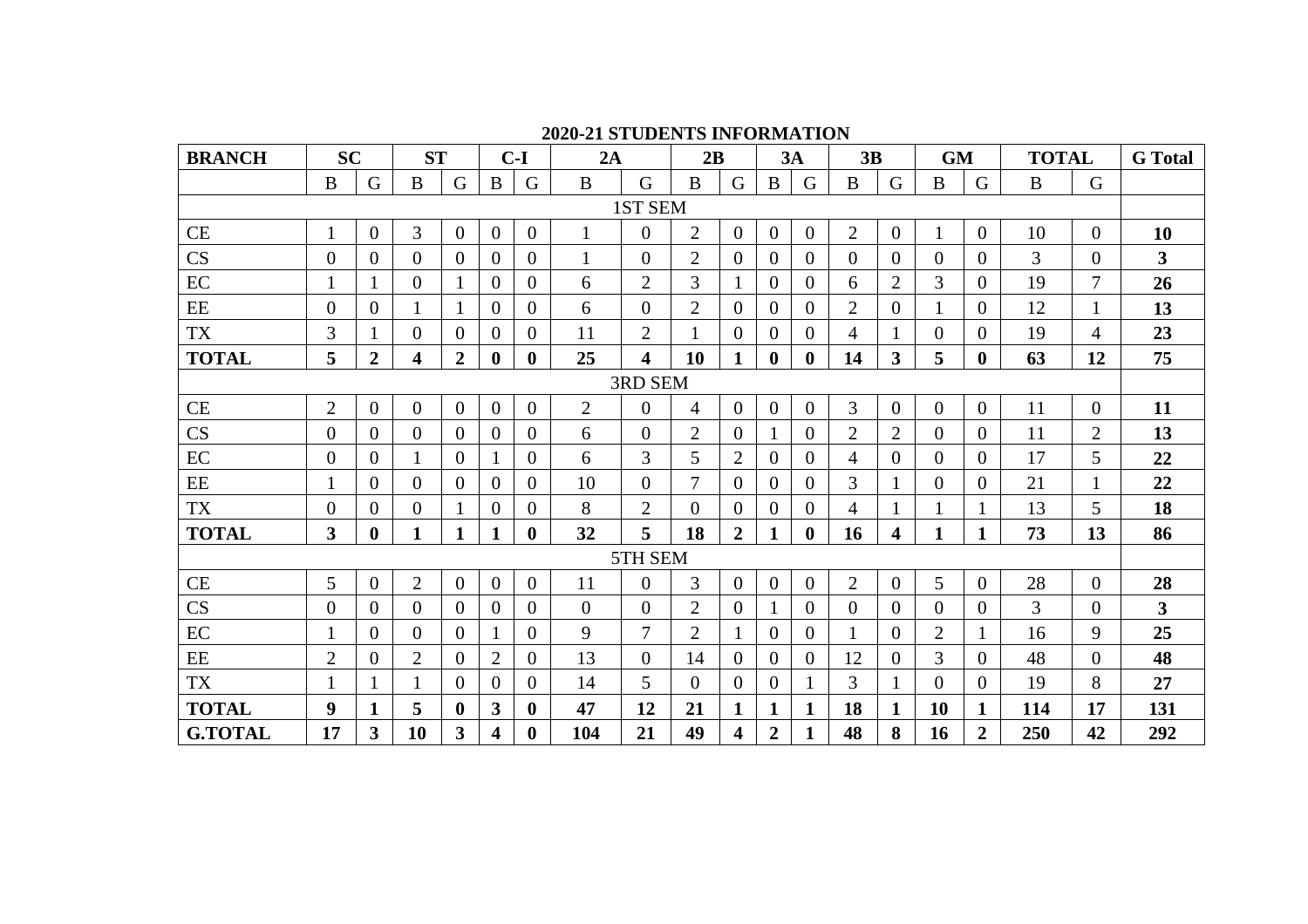## 2020-21 STUDENTS INFORMATION

| BRANCH | SC | | ST | | C-I | | 2A | | 2B | | 3A | | 3B | | GM | | TOTAL | | G Total |
|---|---|---|---|---|---|---|---|---|---|---|---|---|---|---|---|---|---|---|---|
| | B | G | B | G | B | G | B | G | B | G | B | G | B | G | B | G | B | G | |
| 1ST SEM | | | | | | | | | | | | | | | | | | | |
| CE | 1 | 0 | 3 | 0 | 0 | 0 | 1 | 0 | 2 | 0 | 0 | 0 | 2 | 0 | 1 | 0 | 10 | 0 | **10** |
| CS | 0 | 0 | 0 | 0 | 0 | 0 | 1 | 0 | 2 | 0 | 0 | 0 | 0 | 0 | 0 | 0 | 3 | 0 | **3** |
| EC | 1 | 1 | 0 | 1 | 0 | 0 | 6 | 2 | 3 | 1 | 0 | 0 | 6 | 2 | 3 | 0 | 19 | 7 | **26** |
| EE | 0 | 0 | 1 | 1 | 0 | 0 | 6 | 0 | 2 | 0 | 0 | 0 | 2 | 0 | 1 | 0 | 12 | 1 | **13** |
| TX | 3 | 1 | 0 | 0 | 0 | 0 | 11 | 2 | 1 | 0 | 0 | 0 | 4 | 1 | 0 | 0 | 19 | 4 | **23** |
| **TOTAL** | **5** | **2** | **4** | **2** | **0** | **0** | **25** | **4** | **10** | **1** | **0** | **0** | **14** | **3** | **5** | **0** | **63** | **12** | **75** |
| 3RD SEM | | | | | | | | | | | | | | | | | | | |
| CE | 2 | 0 | 0 | 0 | 0 | 0 | 2 | 0 | 4 | 0 | 0 | 0 | 3 | 0 | 0 | 0 | 11 | 0 | **11** |
| CS | 0 | 0 | 0 | 0 | 0 | 0 | 6 | 0 | 2 | 0 | 1 | 0 | 2 | 2 | 0 | 0 | 11 | 2 | **13** |
| EC | 0 | 0 | 1 | 0 | 1 | 0 | 6 | 3 | 5 | 2 | 0 | 0 | 4 | 0 | 0 | 0 | 17 | 5 | **22** |
| EE | 1 | 0 | 0 | 0 | 0 | 0 | 10 | 0 | 7 | 0 | 0 | 0 | 3 | 1 | 0 | 0 | 21 | 1 | **22** |
| TX | 0 | 0 | 0 | 1 | 0 | 0 | 8 | 2 | 0 | 0 | 0 | 0 | 4 | 1 | 1 | 1 | 13 | 5 | **18** |
| **TOTAL** | **3** | **0** | **1** | **1** | **1** | **0** | **32** | **5** | **18** | **2** | **1** | **0** | **16** | **4** | **1** | **1** | **73** | **13** | **86** |
| 5TH SEM | | | | | | | | | | | | | | | | | | | |
| CE | 5 | 0 | 2 | 0 | 0 | 0 | 11 | 0 | 3 | 0 | 0 | 0 | 2 | 0 | 5 | 0 | 28 | 0 | **28** |
| CS | 0 | 0 | 0 | 0 | 0 | 0 | 0 | 0 | 2 | 0 | 1 | 0 | 0 | 0 | 0 | 0 | 3 | 0 | **3** |
| EC | 1 | 0 | 0 | 0 | 1 | 0 | 9 | 7 | 2 | 1 | 0 | 0 | 1 | 0 | 2 | 1 | 16 | 9 | **25** |
| EE | 2 | 0 | 2 | 0 | 2 | 0 | 13 | 0 | 14 | 0 | 0 | 0 | 12 | 0 | 3 | 0 | 48 | 0 | **48** |
| TX | 1 | 1 | 1 | 0 | 0 | 0 | 14 | 5 | 0 | 0 | 0 | 1 | 3 | 1 | 0 | 0 | 19 | 8 | **27** |
| **TOTAL** | **9** | **1** | **5** | **0** | **3** | **0** | **47** | **12** | **21** | **1** | **1** | **1** | **18** | **1** | **10** | **1** | **114** | **17** | **131** |
| **G.TOTAL** | **17** | **3** | **10** | **3** | **4** | **0** | **104** | **21** | **49** | **4** | **2** | **1** | **48** | **8** | **16** | **2** | **250** | **42** | **292** |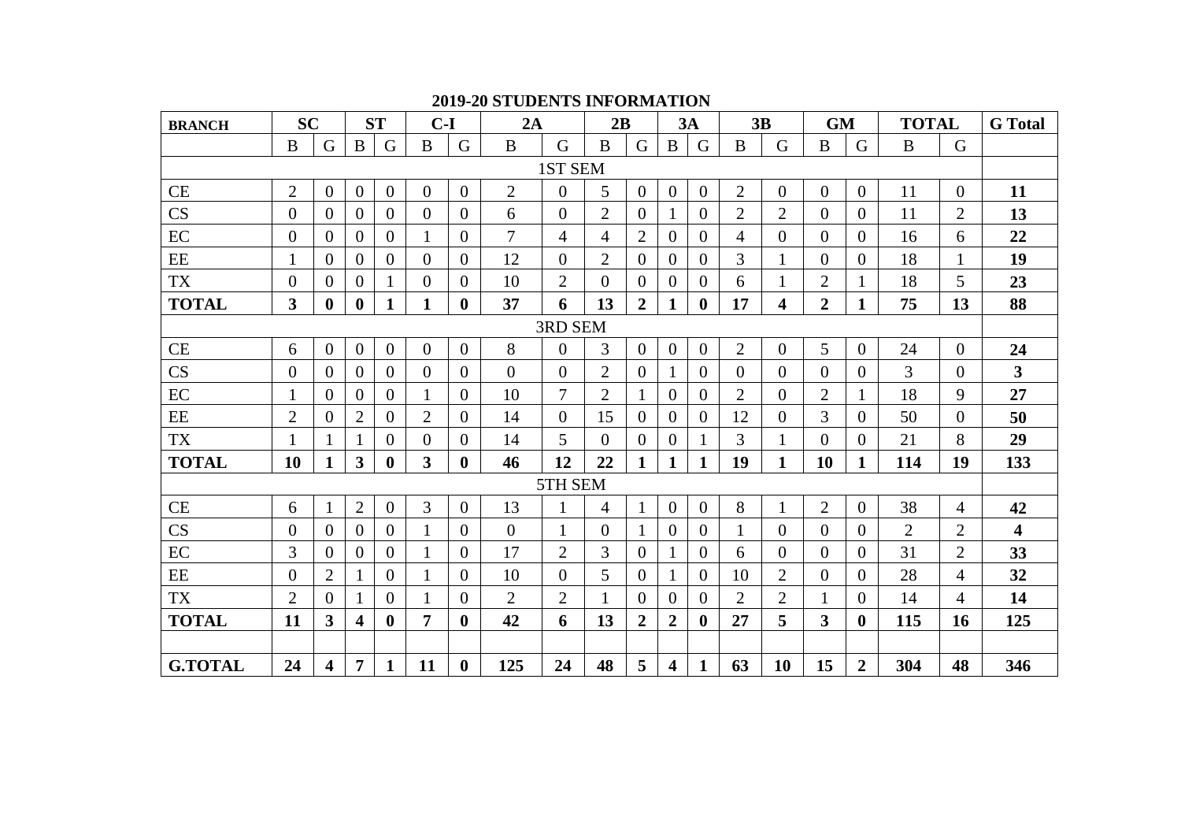**2019-20 STUDENTS INFORMATION**

| BRANCH | SC | | ST | | C-I | | 2A | | 2B | | 3A | | 3B | | GM | | TOTAL | | G Total |
|---|---|---|---|---|---|---|---|---|---|---|---|---|---|---|---|---|---|---|---|
| | B | G | B | G | B | G | B | G | B | G | B | G | B | G | B | G | B | G | |
| 1ST SEM | | | | | | | | | | | | | | | | | | | |
| CE | 2 | 0 | 0 | 0 | 0 | 0 | 2 | 0 | 5 | 0 | 0 | 0 | 2 | 0 | 0 | 0 | 11 | 0 | **11** |
| CS | 0 | 0 | 0 | 0 | 0 | 0 | 6 | 0 | 2 | 0 | 1 | 0 | 2 | 2 | 0 | 0 | 11 | 2 | **13** |
| EC | 0 | 0 | 0 | 0 | 1 | 0 | 7 | 4 | 4 | 2 | 0 | 0 | 4 | 0 | 0 | 0 | 16 | 6 | **22** |
| EE | 1 | 0 | 0 | 0 | 0 | 0 | 12 | 0 | 2 | 0 | 0 | 0 | 3 | 1 | 0 | 0 | 18 | 1 | **19** |
| TX | 0 | 0 | 0 | 1 | 0 | 0 | 10 | 2 | 0 | 0 | 0 | 0 | 6 | 1 | 2 | 1 | 18 | 5 | **23** |
| **TOTAL** | **3** | **0** | **0** | **1** | **1** | **0** | **37** | **6** | **13** | **2** | **1** | **0** | **17** | **4** | **2** | **1** | **75** | **13** | **88** |
| 3RD SEM | | | | | | | | | | | | | | | | | | | |
| CE | 6 | 0 | 0 | 0 | 0 | 0 | 8 | 0 | 3 | 0 | 0 | 0 | 2 | 0 | 5 | 0 | 24 | 0 | **24** |
| CS | 0 | 0 | 0 | 0 | 0 | 0 | 0 | 0 | 2 | 0 | 1 | 0 | 0 | 0 | 0 | 0 | 3 | 0 | **3** |
| EC | 1 | 0 | 0 | 0 | 1 | 0 | 10 | 7 | 2 | 1 | 0 | 0 | 2 | 0 | 2 | 1 | 18 | 9 | **27** |
| EE | 2 | 0 | 2 | 0 | 2 | 0 | 14 | 0 | 15 | 0 | 0 | 0 | 12 | 0 | 3 | 0 | 50 | 0 | **50** |
| TX | 1 | 1 | 1 | 0 | 0 | 0 | 14 | 5 | 0 | 0 | 0 | 1 | 3 | 1 | 0 | 0 | 21 | 8 | **29** |
| **TOTAL** | **10** | **1** | **3** | **0** | **3** | **0** | **46** | **12** | **22** | **1** | **1** | **1** | **19** | **1** | **10** | **1** | **114** | **19** | **133** |
| 5TH SEM | | | | | | | | | | | | | | | | | | | |
| CE | 6 | 1 | 2 | 0 | 3 | 0 | 13 | 1 | 4 | 1 | 0 | 0 | 8 | 1 | 2 | 0 | 38 | 4 | **42** |
| CS | 0 | 0 | 0 | 0 | 1 | 0 | 0 | 1 | 0 | 1 | 0 | 0 | 1 | 0 | 0 | 0 | 2 | 2 | **4** |
| EC | 3 | 0 | 0 | 0 | 1 | 0 | 17 | 2 | 3 | 0 | 1 | 0 | 6 | 0 | 0 | 0 | 31 | 2 | **33** |
| EE | 0 | 2 | 1 | 0 | 1 | 0 | 10 | 0 | 5 | 0 | 1 | 0 | 10 | 2 | 0 | 0 | 28 | 4 | **32** |
| TX | 2 | 0 | 1 | 0 | 1 | 0 | 2 | 2 | 1 | 0 | 0 | 0 | 2 | 2 | 1 | 0 | 14 | 4 | **14** |
| **TOTAL** | **11** | **3** | **4** | **0** | **7** | **0** | **42** | **6** | **13** | **2** | **2** | **0** | **27** | **5** | **3** | **0** | **115** | **16** | **125** |
| | | | | | | | | | | | | | | | | | | | |
| **G.TOTAL** | **24** | **4** | **7** | **1** | **11** | **0** | **125** | **24** | **48** | **5** | **4** | **1** | **63** | **10** | **15** | **2** | **304** | **48** | **346** |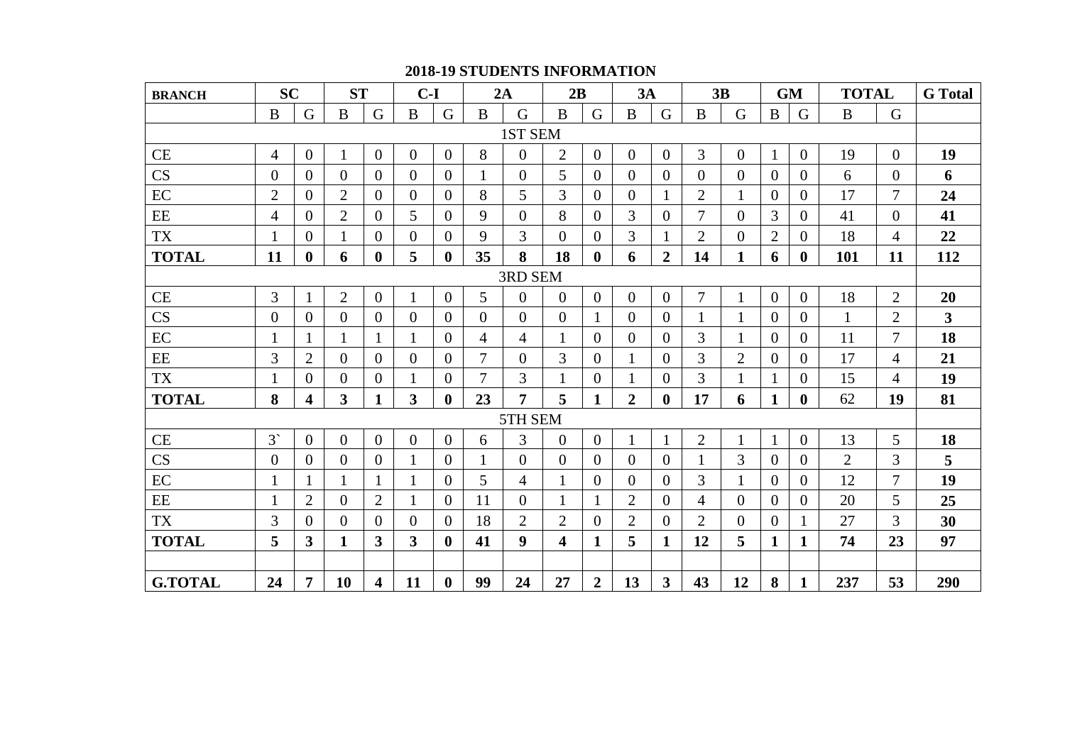## 2018-19 STUDENTS INFORMATION

| BRANCH | SC | | ST | | C-I | | 2A | | 2B | | 3A | | 3B | | GM | | TOTAL | | G Total |
|---|---|---|---|---|---|---|---|---|---|---|---|---|---|---|---|---|---|---|---|
| | B | G | B | G | B | G | B | G | B | G | B | G | B | G | B | G | B | G | |
| 1ST SEM | | | | | | | | | | | | | | | | | | | |
| CE | 4 | 0 | 1 | 0 | 0 | 0 | 8 | 0 | 2 | 0 | 0 | 0 | 3 | 0 | 1 | 0 | 19 | 0 | **19** |
| CS | 0 | 0 | 0 | 0 | 0 | 0 | 1 | 0 | 5 | 0 | 0 | 0 | 0 | 0 | 0 | 0 | 6 | 0 | **6** |
| EC | 2 | 0 | 2 | 0 | 0 | 0 | 8 | 5 | 3 | 0 | 0 | 1 | 2 | 1 | 0 | 0 | 17 | 7 | **24** |
| EE | 4 | 0 | 2 | 0 | 5 | 0 | 9 | 0 | 8 | 0 | 3 | 0 | 7 | 0 | 3 | 0 | 41 | 0 | **41** |
| TX | 1 | 0 | 1 | 0 | 0 | 0 | 9 | 3 | 0 | 0 | 3 | 1 | 2 | 0 | 2 | 0 | 18 | 4 | **22** |
| **TOTAL** | **11** | **0** | **6** | **0** | **5** | **0** | **35** | **8** | **18** | **0** | **6** | **2** | **14** | **1** | **6** | **0** | **101** | **11** | **112** |
| 3RD SEM | | | | | | | | | | | | | | | | | | | |
| CE | 3 | 1 | 2 | 0 | 1 | 0 | 5 | 0 | 0 | 0 | 0 | 0 | 7 | 1 | 0 | 0 | 18 | 2 | **20** |
| CS | 0 | 0 | 0 | 0 | 0 | 0 | 0 | 0 | 0 | 1 | 0 | 0 | 1 | 1 | 0 | 0 | 1 | 2 | **3** |
| EC | 1 | 1 | 1 | 1 | 1 | 0 | 4 | 4 | 1 | 0 | 0 | 0 | 3 | 1 | 0 | 0 | 11 | 7 | **18** |
| EE | 3 | 2 | 0 | 0 | 0 | 0 | 7 | 0 | 3 | 0 | 1 | 0 | 3 | 2 | 0 | 0 | 17 | 4 | **21** |
| TX | 1 | 0 | 0 | 0 | 1 | 0 | 7 | 3 | 1 | 0 | 1 | 0 | 3 | 1 | 1 | 0 | 15 | 4 | **19** |
| **TOTAL** | **8** | **4** | **3** | **1** | **3** | **0** | **23** | **7** | **5** | **1** | **2** | **0** | **17** | **6** | **1** | **0** | 62 | **19** | **81** |
| 5TH SEM | | | | | | | | | | | | | | | | | | | |
| CE | 3` | 0 | 0 | 0 | 0 | 0 | 6 | 3 | 0 | 0 | 1 | 1 | 2 | 1 | 1 | 0 | 13 | 5 | **18** |
| CS | 0 | 0 | 0 | 0 | 1 | 0 | 1 | 0 | 0 | 0 | 0 | 0 | 1 | 3 | 0 | 0 | 2 | 3 | **5** |
| EC | 1 | 1 | 1 | 1 | 1 | 0 | 5 | 4 | 1 | 0 | 0 | 0 | 3 | 1 | 0 | 0 | 12 | 7 | **19** |
| EE | 1 | 2 | 0 | 2 | 1 | 0 | 11 | 0 | 1 | 1 | 2 | 0 | 4 | 0 | 0 | 0 | 20 | 5 | **25** |
| TX | 3 | 0 | 0 | 0 | 0 | 0 | 18 | 2 | 2 | 0 | 2 | 0 | 2 | 0 | 0 | 1 | 27 | 3 | **30** |
| **TOTAL** | **5** | **3** | **1** | **3** | **3** | **0** | **41** | **9** | **4** | **1** | **5** | **1** | **12** | **5** | **1** | **1** | **74** | **23** | **97** |
| | | | | | | | | | | | | | | | | | | | |
| **G.TOTAL** | **24** | **7** | **10** | **4** | **11** | **0** | **99** | **24** | **27** | **2** | **13** | **3** | **43** | **12** | **8** | **1** | **237** | **53** | **290** |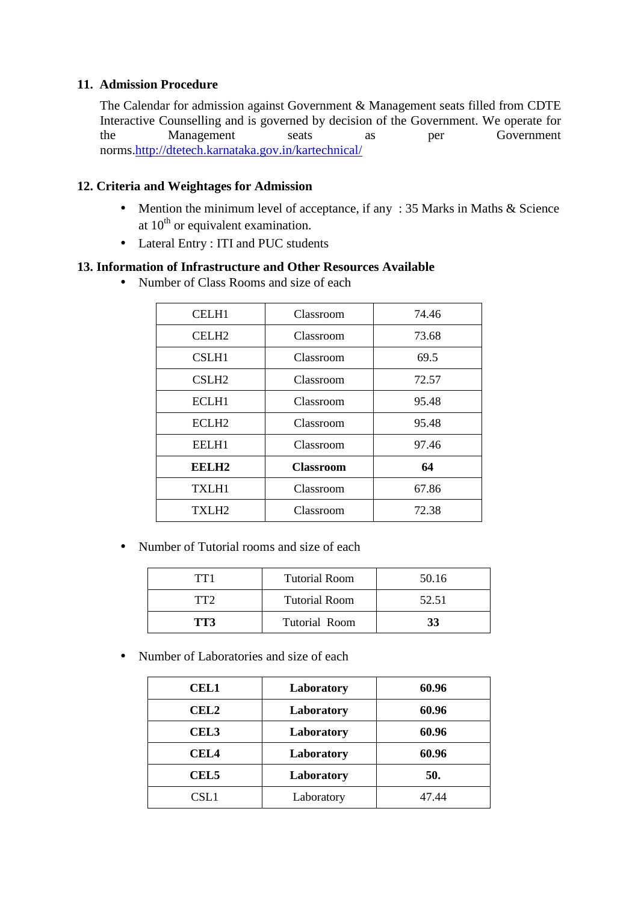## 11. Admission Procedure

The Calendar for admission against Government & Management seats filled from CDTE Interactive Counselling and is governed by decision of the Government. We operate for the Management seats as per Government norms.http://dtetech.karnataka.gov.in/kartechnical/

## 12. Criteria and Weightages for Admission

- Mention the minimum level of acceptance, if any : 35 Marks in Maths & Science at 10th or equivalent examination.
- Lateral Entry : ITI and PUC students

## 13. Information of Infrastructure and Other Resources Available

- Number of Class Rooms and size of each

| | | |
|---|---|---|
| CELH1 | Classroom | 74.46 |
| CELH2 | Classroom | 73.68 |
| CSLH1 | Classroom | 69.5 |
| CSLH2 | Classroom | 72.57 |
| ECLH1 | Classroom | 95.48 |
| ECLH2 | Classroom | 95.48 |
| EELH1 | Classroom | 97.46 |
| **EELH2** | **Classroom** | **64** |
| TXLH1 | Classroom | 67.86 |
| TXLH2 | Classroom | 72.38 |

- Number of Tutorial rooms and size of each

| | | |
|---|---|---|
| TT1 | Tutorial Room | 50.16 |
| TT2 | Tutorial Room | 52.51 |
| **TT3** | Tutorial Room | **33** |

- Number of Laboratories and size of each

| | | |
|---|---|---|
| **CEL1** | **Laboratory** | **60.96** |
| **CEL2** | **Laboratory** | **60.96** |
| **CEL3** | **Laboratory** | **60.96** |
| **CEL4** | **Laboratory** | **60.96** |
| **CEL5** | **Laboratory** | **50.** |
| CSL1 | Laboratory | 47.44 |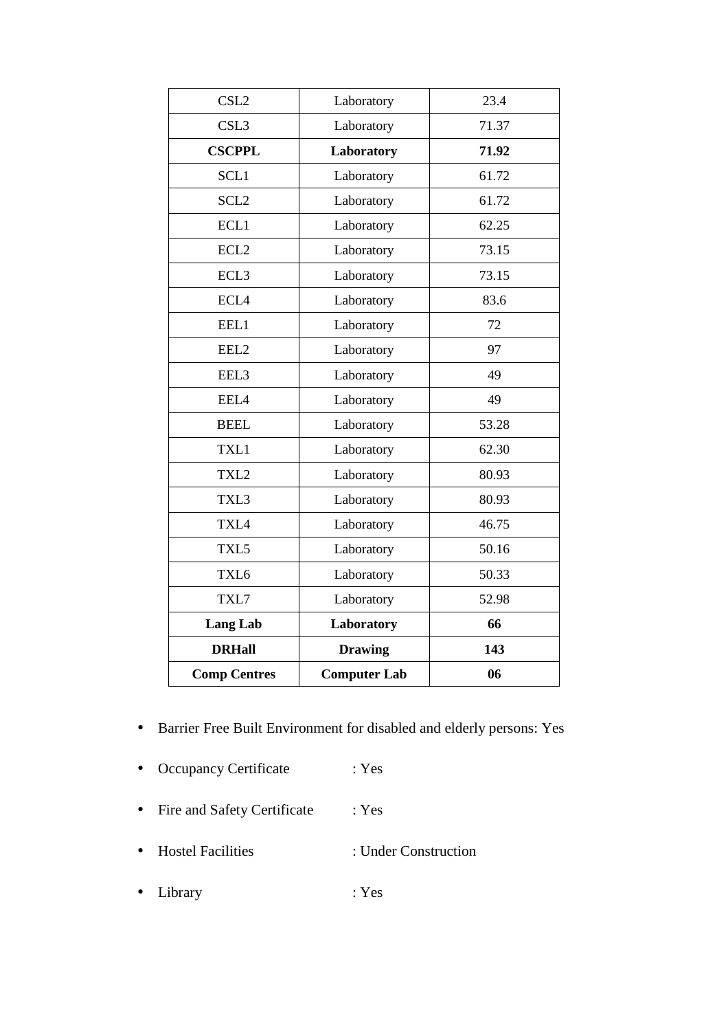| CSL2 | Laboratory | 23.4 |
|---|---|---|
| CSL3 | Laboratory | 71.37 |
| **CSCPPL** | **Laboratory** | **71.92** |
| SCL1 | Laboratory | 61.72 |
| SCL2 | Laboratory | 61.72 |
| ECL1 | Laboratory | 62.25 |
| ECL2 | Laboratory | 73.15 |
| ECL3 | Laboratory | 73.15 |
| ECL4 | Laboratory | 83.6 |
| EEL1 | Laboratory | 72 |
| EEL2 | Laboratory | 97 |
| EEL3 | Laboratory | 49 |
| EEL4 | Laboratory | 49 |
| BEEL | Laboratory | 53.28 |
| TXL1 | Laboratory | 62.30 |
| TXL2 | Laboratory | 80.93 |
| TXL3 | Laboratory | 80.93 |
| TXL4 | Laboratory | 46.75 |
| TXL5 | Laboratory | 50.16 |
| TXL6 | Laboratory | 50.33 |
| TXL7 | Laboratory | 52.98 |
| **Lang Lab** | **Laboratory** | **66** |
| **DRHall** | **Drawing** | **143** |
| **Comp Centres** | **Computer Lab** | **06** |

- Barrier Free Built Environment for disabled and elderly persons: Yes
- Occupancy Certificate : Yes
- Fire and Safety Certificate : Yes
- Hostel Facilities : Under Construction
- Library : Yes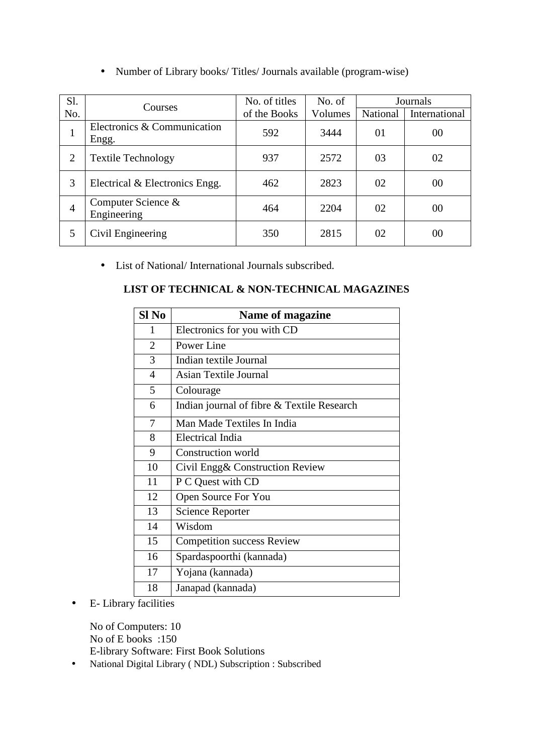- Number of Library books/ Titles/ Journals available (program-wise)

| Sl. No. | Courses | No. of titles of the Books | No. of Volumes | Journals | |
|---|---|---|---|---|---|
| | | | | National | International |
| 1 | Electronics & Communication Engg. | 592 | 3444 | 01 | 00 |
| 2 | Textile Technology | 937 | 2572 | 03 | 02 |
| 3 | Electrical & Electronics Engg. | 462 | 2823 | 02 | 00 |
| 4 | Computer Science & Engineering | 464 | 2204 | 02 | 00 |
| 5 | Civil Engineering | 350 | 2815 | 02 | 00 |

- List of National/ International Journals subscribed.

**LIST OF TECHNICAL & NON-TECHNICAL MAGAZINES**

| Sl No | Name of magazine |
|---|---|
| 1 | Electronics for you with CD |
| 2 | Power Line |
| 3 | Indian textile Journal |
| 4 | Asian Textile Journal |
| 5 | Colourage |
| 6 | Indian journal of fibre & Textile Research |
| 7 | Man Made Textiles In India |
| 8 | Electrical India |
| 9 | Construction world |
| 10 | Civil Engg& Construction Review |
| 11 | P C Quest with CD |
| 12 | Open Source For You |
| 13 | Science Reporter |
| 14 | Wisdom |
| 15 | Competition success Review |
| 16 | Spardaspoorthi (kannada) |
| 17 | Yojana (kannada) |
| 18 | Janapad (kannada) |

- E- Library facilities

  No of Computers: 10
  No of E books :150
  E-library Software: First Book Solutions

- National Digital Library ( NDL) Subscription : Subscribed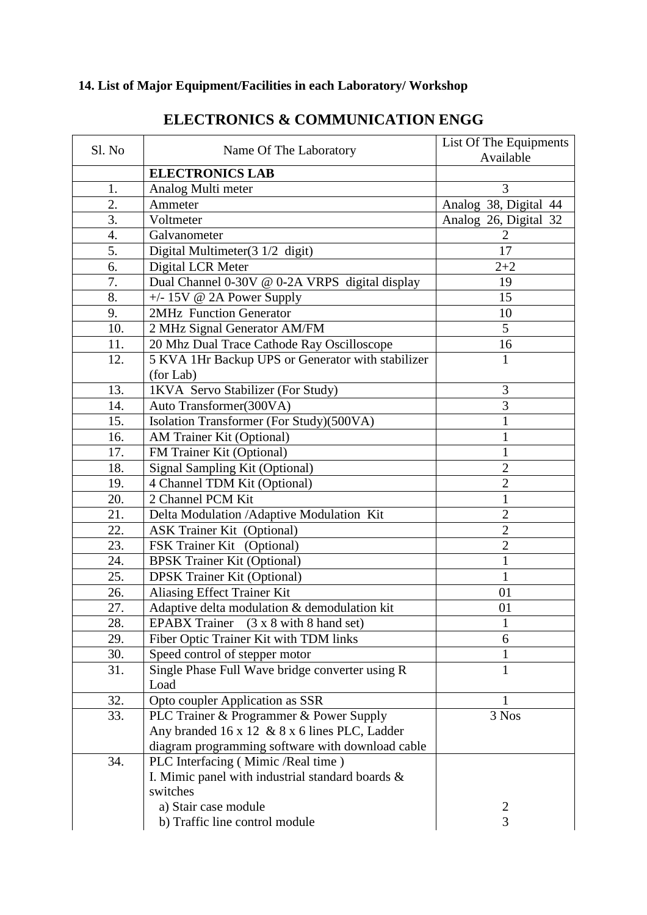**14. List of Major Equipment/Facilities in each Laboratory/ Workshop**

## ELECTRONICS & COMMUNICATION ENGG

| Sl. No | Name Of The Laboratory | List Of The Equipments Available |
|---|---|---|
| | **ELECTRONICS LAB** | |
| 1. | Analog Multi meter | 3 |
| 2. | Ammeter | Analog 38, Digital 44 |
| 3. | Voltmeter | Analog 26, Digital 32 |
| 4. | Galvanometer | 2 |
| 5. | Digital Multimeter(3 1/2 digit) | 17 |
| 6. | Digital LCR Meter | 2+2 |
| 7. | Dual Channel 0-30V @ 0-2A VRPS digital display | 19 |
| 8. | +/- 15V @ 2A Power Supply | 15 |
| 9. | 2MHz Function Generator | 10 |
| 10. | 2 MHz Signal Generator AM/FM | 5 |
| 11. | 20 Mhz Dual Trace Cathode Ray Oscilloscope | 16 |
| 12. | 5 KVA 1Hr Backup UPS or Generator with stabilizer (for Lab) | 1 |
| 13. | 1KVA Servo Stabilizer (For Study) | 3 |
| 14. | Auto Transformer(300VA) | 3 |
| 15. | Isolation Transformer (For Study)(500VA) | 1 |
| 16. | AM Trainer Kit (Optional) | 1 |
| 17. | FM Trainer Kit (Optional) | 1 |
| 18. | Signal Sampling Kit (Optional) | 2 |
| 19. | 4 Channel TDM Kit (Optional) | 2 |
| 20. | 2 Channel PCM Kit | 1 |
| 21. | Delta Modulation /Adaptive Modulation Kit | 2 |
| 22. | ASK Trainer Kit (Optional) | 2 |
| 23. | FSK Trainer Kit (Optional) | 2 |
| 24. | BPSK Trainer Kit (Optional) | 1 |
| 25. | DPSK Trainer Kit (Optional) | 1 |
| 26. | Aliasing Effect Trainer Kit | 01 |
| 27. | Adaptive delta modulation & demodulation kit | 01 |
| 28. | EPABX Trainer (3 x 8 with 8 hand set) | 1 |
| 29. | Fiber Optic Trainer Kit with TDM links | 6 |
| 30. | Speed control of stepper motor | 1 |
| 31. | Single Phase Full Wave bridge converter using R Load | 1 |
| 32. | Opto coupler Application as SSR | 1 |
| 33. | PLC Trainer & Programmer & Power Supply<br>Any branded 16 x 12 & 8 x 6 lines PLC, Ladder diagram programming software with download cable | 3 Nos |
| 34. | PLC Interfacing ( Mimic /Real time )<br>I. Mimic panel with industrial standard boards & switches<br>a) Stair case module<br>b) Traffic line control module | <br><br><br>2<br>3 |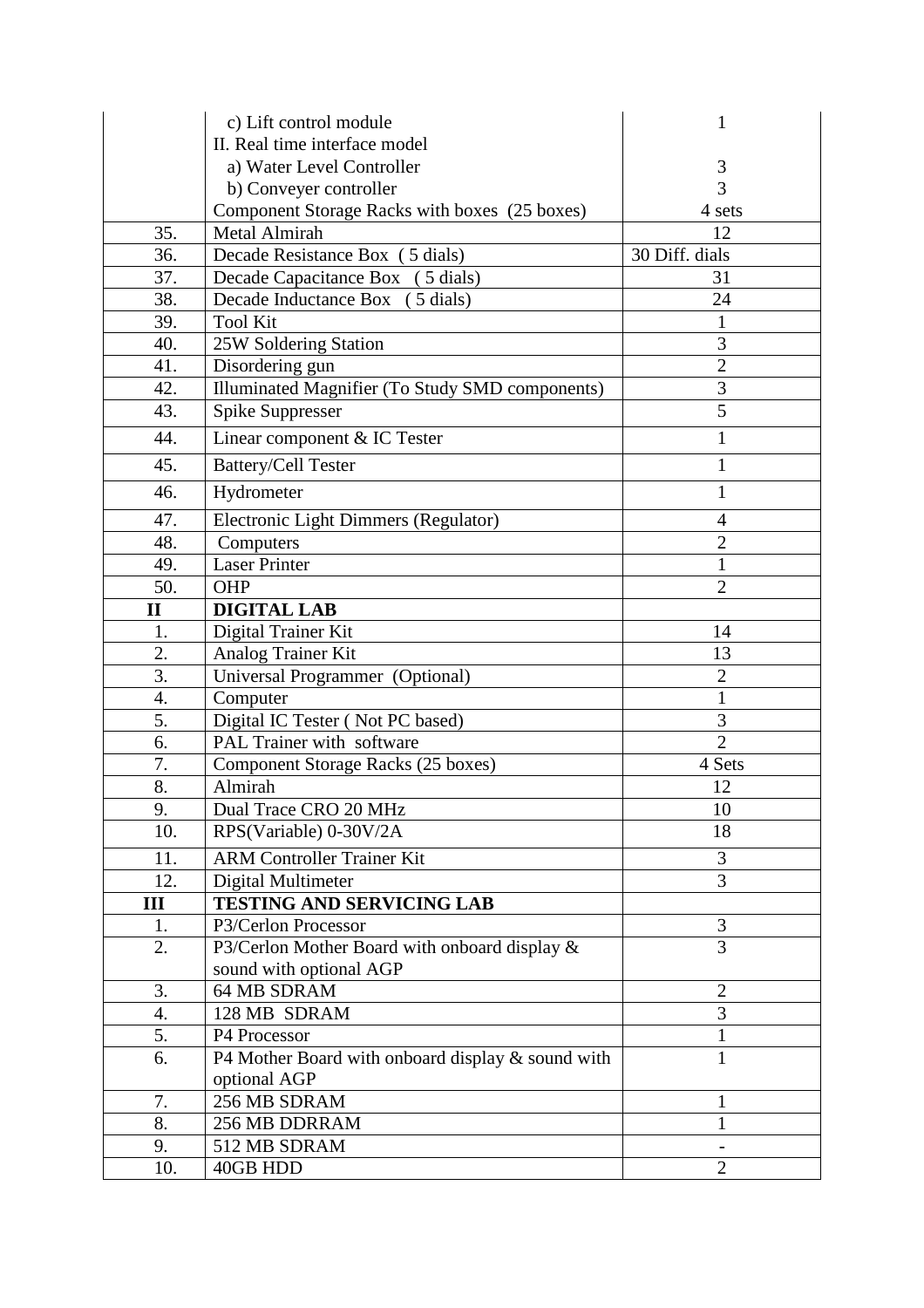| | | |
|---|---|---|
| | c) Lift control module | 1 |
| | II. Real time interface model | |
| | a) Water Level Controller | 3 |
| | b) Conveyer controller | 3 |
| | Component Storage Racks with boxes (25 boxes) | 4 sets |
| 35. | Metal Almirah | 12 |
| 36. | Decade Resistance Box ( 5 dials) | 30 Diff. dials |
| 37. | Decade Capacitance Box ( 5 dials) | 31 |
| 38. | Decade Inductance Box ( 5 dials) | 24 |
| 39. | Tool Kit | 1 |
| 40. | 25W Soldering Station | 3 |
| 41. | Disordering gun | 2 |
| 42. | Illuminated Magnifier (To Study SMD components) | 3 |
| 43. | Spike Suppresser | 5 |
| 44. | Linear component & IC Tester | 1 |
| 45. | Battery/Cell Tester | 1 |
| 46. | Hydrometer | 1 |
| 47. | Electronic Light Dimmers (Regulator) | 4 |
| 48. | Computers | 2 |
| 49. | Laser Printer | 1 |
| 50. | OHP | 2 |
| **II** | **DIGITAL LAB** | |
| 1. | Digital Trainer Kit | 14 |
| 2. | Analog Trainer Kit | 13 |
| 3. | Universal Programmer (Optional) | 2 |
| 4. | Computer | 1 |
| 5. | Digital IC Tester ( Not PC based) | 3 |
| 6. | PAL Trainer with software | 2 |
| 7. | Component Storage Racks (25 boxes) | 4 Sets |
| 8. | Almirah | 12 |
| 9. | Dual Trace CRO 20 MHz | 10 |
| 10. | RPS(Variable) 0-30V/2A | 18 |
| 11. | ARM Controller Trainer Kit | 3 |
| 12. | Digital Multimeter | 3 |
| **III** | **TESTING AND SERVICING LAB** | |
| 1. | P3/Cerlon Processor | 3 |
| 2. | P3/Cerlon Mother Board with onboard display & sound with optional AGP | 3 |
| 3. | 64 MB SDRAM | 2 |
| 4. | 128 MB SDRAM | 3 |
| 5. | P4 Processor | 1 |
| 6. | P4 Mother Board with onboard display & sound with optional AGP | 1 |
| 7. | 256 MB SDRAM | 1 |
| 8. | 256 MB DDRRAM | 1 |
| 9. | 512 MB SDRAM | - |
| 10. | 40GB HDD | 2 |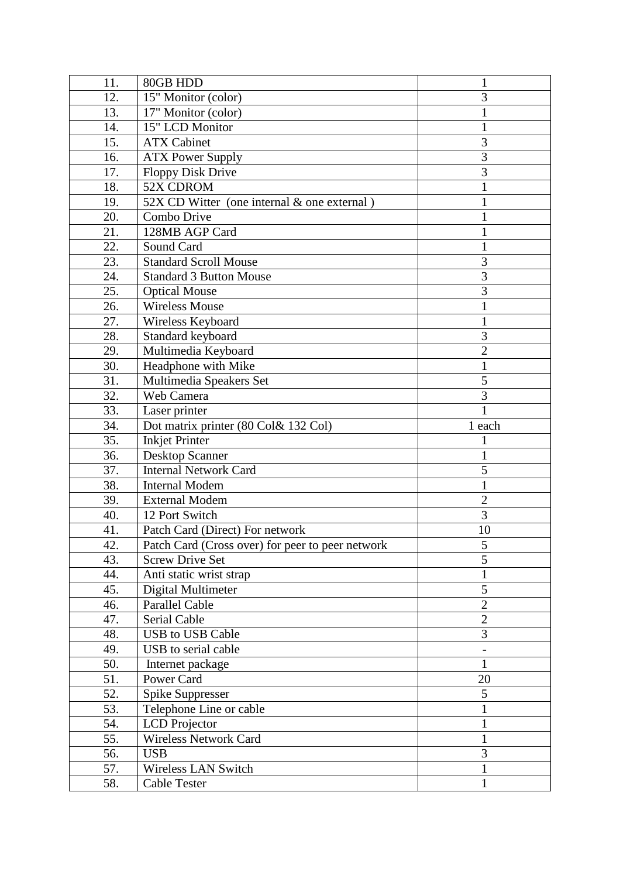| | | |
|---|---|---|
| 11. | 80GB HDD | 1 |
| 12. | 15" Monitor (color) | 3 |
| 13. | 17" Monitor (color) | 1 |
| 14. | 15" LCD Monitor | 1 |
| 15. | ATX Cabinet | 3 |
| 16. | ATX Power Supply | 3 |
| 17. | Floppy Disk Drive | 3 |
| 18. | 52X CDROM | 1 |
| 19. | 52X CD Witter (one internal & one external ) | 1 |
| 20. | Combo Drive | 1 |
| 21. | 128MB AGP Card | 1 |
| 22. | Sound Card | 1 |
| 23. | Standard Scroll Mouse | 3 |
| 24. | Standard 3 Button Mouse | 3 |
| 25. | Optical Mouse | 3 |
| 26. | Wireless Mouse | 1 |
| 27. | Wireless Keyboard | 1 |
| 28. | Standard keyboard | 3 |
| 29. | Multimedia Keyboard | 2 |
| 30. | Headphone with Mike | 1 |
| 31. | Multimedia Speakers Set | 5 |
| 32. | Web Camera | 3 |
| 33. | Laser printer | 1 |
| 34. | Dot matrix printer (80 Col& 132 Col) | 1 each |
| 35. | Inkjet Printer | 1 |
| 36. | Desktop Scanner | 1 |
| 37. | Internal Network Card | 5 |
| 38. | Internal Modem | 1 |
| 39. | External Modem | 2 |
| 40. | 12 Port Switch | 3 |
| 41. | Patch Card (Direct) For network | 10 |
| 42. | Patch Card (Cross over) for peer to peer network | 5 |
| 43. | Screw Drive Set | 5 |
| 44. | Anti static wrist strap | 1 |
| 45. | Digital Multimeter | 5 |
| 46. | Parallel Cable | 2 |
| 47. | Serial Cable | 2 |
| 48. | USB to USB Cable | 3 |
| 49. | USB to serial cable | - |
| 50. | Internet package | 1 |
| 51. | Power Card | 20 |
| 52. | Spike Suppresser | 5 |
| 53. | Telephone Line or cable | 1 |
| 54. | LCD Projector | 1 |
| 55. | Wireless Network Card | 1 |
| 56. | USB | 3 |
| 57. | Wireless LAN Switch | 1 |
| 58. | Cable Tester | 1 |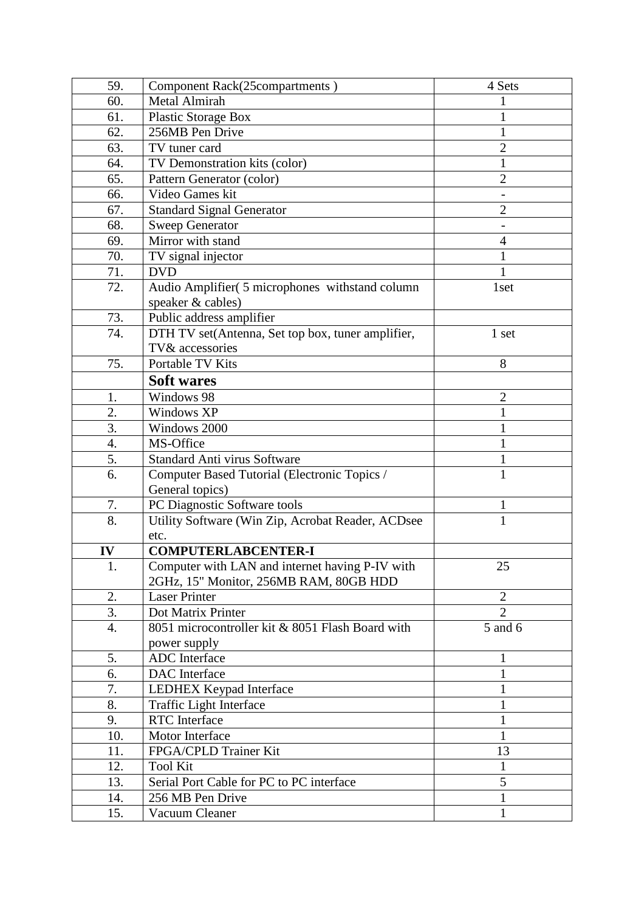| | | |
|---|---|---|
| 59. | Component Rack(25compartments ) | 4 Sets |
| 60. | Metal Almirah | 1 |
| 61. | Plastic Storage Box | 1 |
| 62. | 256MB Pen Drive | 1 |
| 63. | TV tuner card | 2 |
| 64. | TV Demonstration kits (color) | 1 |
| 65. | Pattern Generator (color) | 2 |
| 66. | Video Games kit | - |
| 67. | Standard Signal Generator | 2 |
| 68. | Sweep Generator | - |
| 69. | Mirror with stand | 4 |
| 70. | TV signal injector | 1 |
| 71. | DVD | 1 |
| 72. | Audio Amplifier( 5 microphones withstand column speaker & cables) | 1set |
| 73. | Public address amplifier | |
| 74. | DTH TV set(Antenna, Set top box, tuner amplifier, TV& accessories | 1 set |
| 75. | Portable TV Kits | 8 |
| | **Soft wares** | |
| 1. | Windows 98 | 2 |
| 2. | Windows XP | 1 |
| 3. | Windows 2000 | 1 |
| 4. | MS-Office | 1 |
| 5. | Standard Anti virus Software | 1 |
| 6. | Computer Based Tutorial (Electronic Topics / General topics) | 1 |
| 7. | PC Diagnostic Software tools | 1 |
| 8. | Utility Software (Win Zip, Acrobat Reader, ACDsee etc. | 1 |
| **IV** | **COMPUTERLABCENTER-I** | |
| 1. | Computer with LAN and internet having P-IV with 2GHz, 15" Monitor, 256MB RAM, 80GB HDD | 25 |
| 2. | Laser Printer | 2 |
| 3. | Dot Matrix Printer | 2 |
| 4. | 8051 microcontroller kit & 8051 Flash Board with power supply | 5 and 6 |
| 5. | ADC Interface | 1 |
| 6. | DAC Interface | 1 |
| 7. | LEDHEX Keypad Interface | 1 |
| 8. | Traffic Light Interface | 1 |
| 9. | RTC Interface | 1 |
| 10. | Motor Interface | 1 |
| 11. | FPGA/CPLD Trainer Kit | 13 |
| 12. | Tool Kit | 1 |
| 13. | Serial Port Cable for PC to PC interface | 5 |
| 14. | 256 MB Pen Drive | 1 |
| 15. | Vacuum Cleaner | 1 |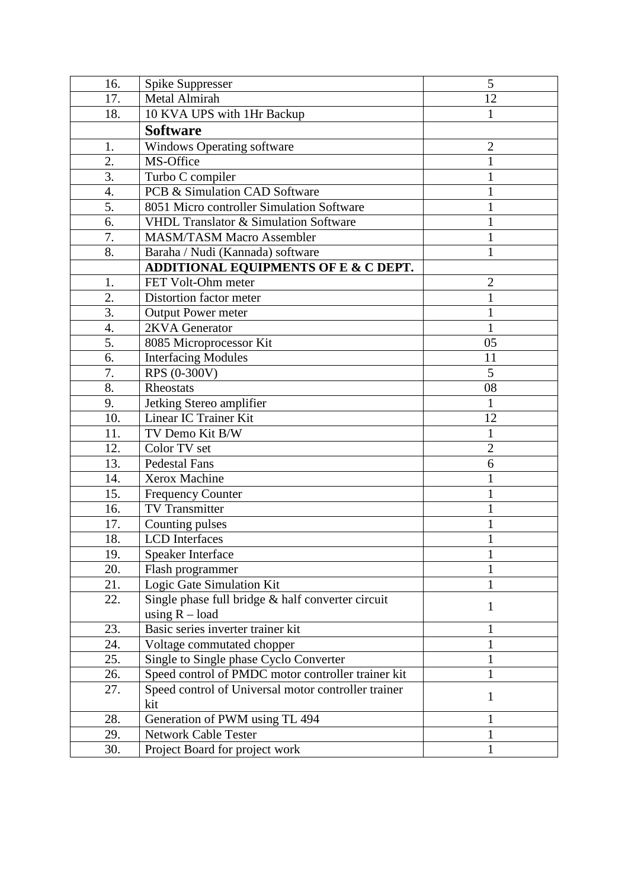| 16. | Spike Suppresser | 5 |
|---|---|---|
| 17. | Metal Almirah | 12 |
| 18. | 10 KVA UPS with 1Hr Backup | 1 |
| | **Software** | |
| 1. | Windows Operating software | 2 |
| 2. | MS-Office | 1 |
| 3. | Turbo C compiler | 1 |
| 4. | PCB & Simulation CAD Software | 1 |
| 5. | 8051 Micro controller Simulation Software | 1 |
| 6. | VHDL Translator & Simulation Software | 1 |
| 7. | MASM/TASM Macro Assembler | 1 |
| 8. | Baraha / Nudi (Kannada) software | 1 |
| | **ADDITIONAL EQUIPMENTS OF E & C DEPT.** | |
| 1. | FET Volt-Ohm meter | 2 |
| 2. | Distortion factor meter | 1 |
| 3. | Output Power meter | 1 |
| 4. | 2KVA Generator | 1 |
| 5. | 8085 Microprocessor Kit | 05 |
| 6. | Interfacing Modules | 11 |
| 7. | RPS (0-300V) | 5 |
| 8. | Rheostats | 08 |
| 9. | Jetking Stereo amplifier | 1 |
| 10. | Linear IC Trainer Kit | 12 |
| 11. | TV Demo Kit B/W | 1 |
| 12. | Color TV set | 2 |
| 13. | Pedestal Fans | 6 |
| 14. | Xerox Machine | 1 |
| 15. | Frequency Counter | 1 |
| 16. | TV Transmitter | 1 |
| 17. | Counting pulses | 1 |
| 18. | LCD Interfaces | 1 |
| 19. | Speaker Interface | 1 |
| 20. | Flash programmer | 1 |
| 21. | Logic Gate Simulation Kit | 1 |
| 22. | Single phase full bridge & half converter circuit using R – load | 1 |
| 23. | Basic series inverter trainer kit | 1 |
| 24. | Voltage commutated chopper | 1 |
| 25. | Single to Single phase Cyclo Converter | 1 |
| 26. | Speed control of PMDC motor controller trainer kit | 1 |
| 27. | Speed control of Universal motor controller trainer kit | 1 |
| 28. | Generation of PWM using TL 494 | 1 |
| 29. | Network Cable Tester | 1 |
| 30. | Project Board for project work | 1 |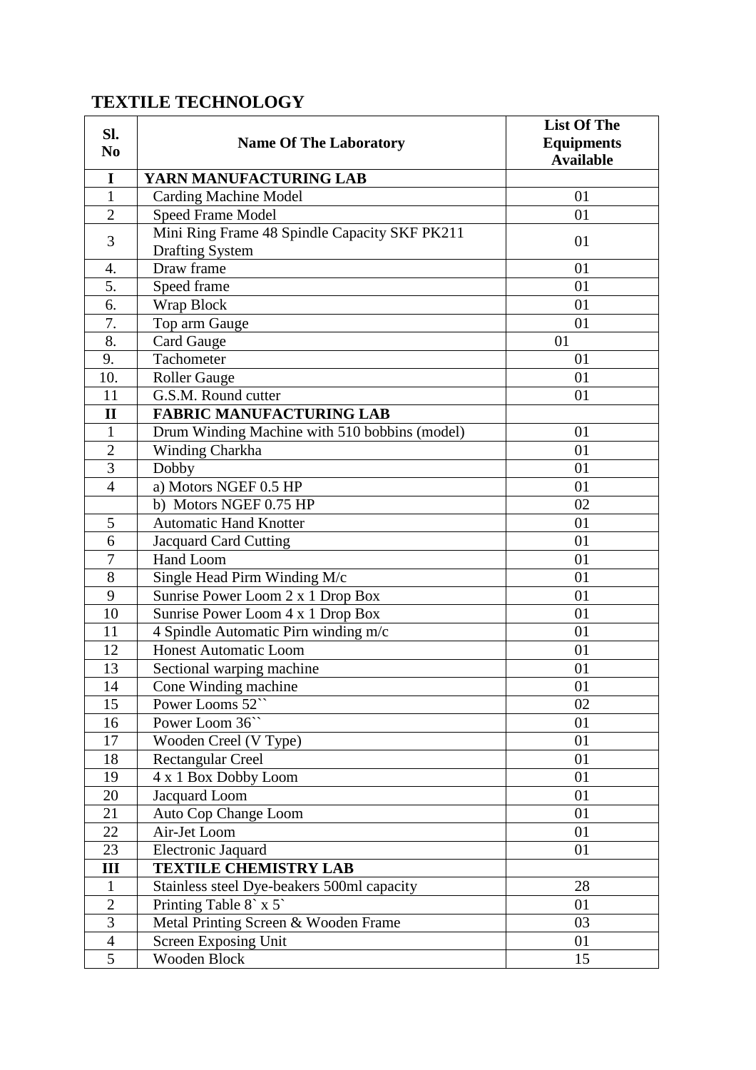## TEXTILE TECHNOLOGY

| Sl. No | Name Of The Laboratory | List Of The Equipments Available |
|---|---|---|
| **I** | **YARN MANUFACTURING LAB** | |
| 1 | Carding Machine Model | 01 |
| 2 | Speed Frame Model | 01 |
| 3 | Mini Ring Frame 48 Spindle Capacity SKF PK211 Drafting System | 01 |
| 4. | Draw frame | 01 |
| 5. | Speed frame | 01 |
| 6. | Wrap Block | 01 |
| 7. | Top arm Gauge | 01 |
| 8. | Card Gauge | 01 |
| 9. | Tachometer | 01 |
| 10. | Roller Gauge | 01 |
| 11 | G.S.M. Round cutter | 01 |
| **II** | **FABRIC MANUFACTURING LAB** | |
| 1 | Drum Winding Machine with 510 bobbins (model) | 01 |
| 2 | Winding Charkha | 01 |
| 3 | Dobby | 01 |
| 4 | a) Motors NGEF 0.5 HP | 01 |
| | b) Motors NGEF 0.75 HP | 02 |
| 5 | Automatic Hand Knotter | 01 |
| 6 | Jacquard Card Cutting | 01 |
| 7 | Hand Loom | 01 |
| 8 | Single Head Pirm Winding M/c | 01 |
| 9 | Sunrise Power Loom 2 x 1 Drop Box | 01 |
| 10 | Sunrise Power Loom 4 x 1 Drop Box | 01 |
| 11 | 4 Spindle Automatic Pirn winding m/c | 01 |
| 12 | Honest Automatic Loom | 01 |
| 13 | Sectional warping machine | 01 |
| 14 | Cone Winding machine | 01 |
| 15 | Power Looms 52`` | 02 |
| 16 | Power Loom 36`` | 01 |
| 17 | Wooden Creel (V Type) | 01 |
| 18 | Rectangular Creel | 01 |
| 19 | 4 x 1 Box Dobby Loom | 01 |
| 20 | Jacquard Loom | 01 |
| 21 | Auto Cop Change Loom | 01 |
| 22 | Air-Jet Loom | 01 |
| 23 | Electronic Jaquard | 01 |
| **III** | **TEXTILE CHEMISTRY LAB** | |
| 1 | Stainless steel Dye-beakers 500ml capacity | 28 |
| 2 | Printing Table 8` x 5` | 01 |
| 3 | Metal Printing Screen & Wooden Frame | 03 |
| 4 | Screen Exposing Unit | 01 |
| 5 | Wooden Block | 15 |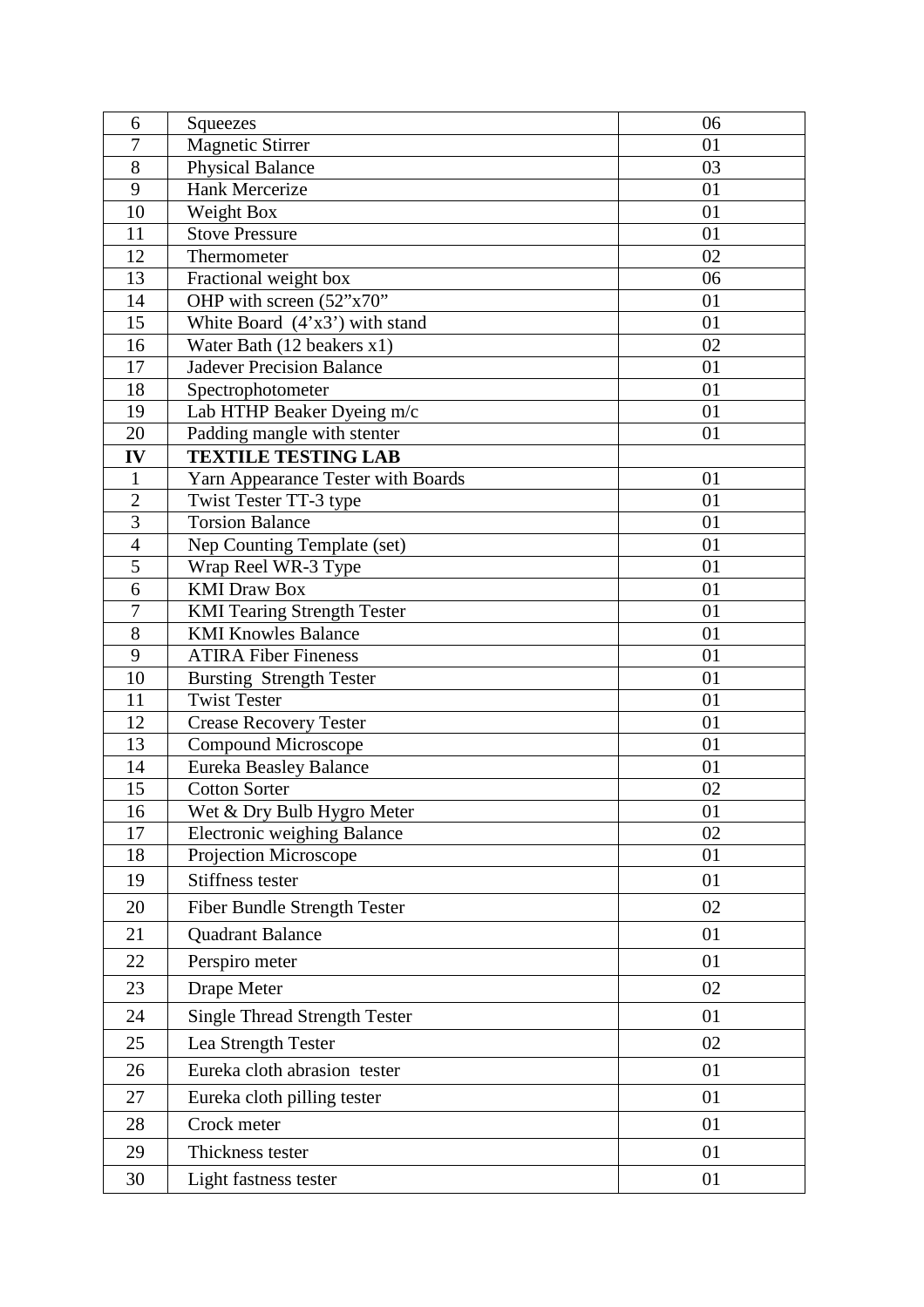| | | |
|---|---|---|
| 6 | Squeezes | 06 |
| 7 | Magnetic Stirrer | 01 |
| 8 | Physical Balance | 03 |
| 9 | Hank Mercerize | 01 |
| 10 | Weight Box | 01 |
| 11 | Stove Pressure | 01 |
| 12 | Thermometer | 02 |
| 13 | Fractional weight box | 06 |
| 14 | OHP with screen (52"x70" | 01 |
| 15 | White Board (4'x3') with stand | 01 |
| 16 | Water Bath (12 beakers x1) | 02 |
| 17 | Jadever Precision Balance | 01 |
| 18 | Spectrophotometer | 01 |
| 19 | Lab HTHP Beaker Dyeing m/c | 01 |
| 20 | Padding mangle with stenter | 01 |
| **IV** | **TEXTILE TESTING LAB** | |
| 1 | Yarn Appearance Tester with Boards | 01 |
| 2 | Twist Tester TT-3 type | 01 |
| 3 | Torsion Balance | 01 |
| 4 | Nep Counting Template (set) | 01 |
| 5 | Wrap Reel WR-3 Type | 01 |
| 6 | KMI Draw Box | 01 |
| 7 | KMI Tearing Strength Tester | 01 |
| 8 | KMI Knowles Balance | 01 |
| 9 | ATIRA Fiber Fineness | 01 |
| 10 | Bursting Strength Tester | 01 |
| 11 | Twist Tester | 01 |
| 12 | Crease Recovery Tester | 01 |
| 13 | Compound Microscope | 01 |
| 14 | Eureka Beasley Balance | 01 |
| 15 | Cotton Sorter | 02 |
| 16 | Wet & Dry Bulb Hygro Meter | 01 |
| 17 | Electronic weighing Balance | 02 |
| 18 | Projection Microscope | 01 |
| 19 | Stiffness tester | 01 |
| 20 | Fiber Bundle Strength Tester | 02 |
| 21 | Quadrant Balance | 01 |
| 22 | Perspiro meter | 01 |
| 23 | Drape Meter | 02 |
| 24 | Single Thread Strength Tester | 01 |
| 25 | Lea Strength Tester | 02 |
| 26 | Eureka cloth abrasion tester | 01 |
| 27 | Eureka cloth pilling tester | 01 |
| 28 | Crock meter | 01 |
| 29 | Thickness tester | 01 |
| 30 | Light fastness tester | 01 |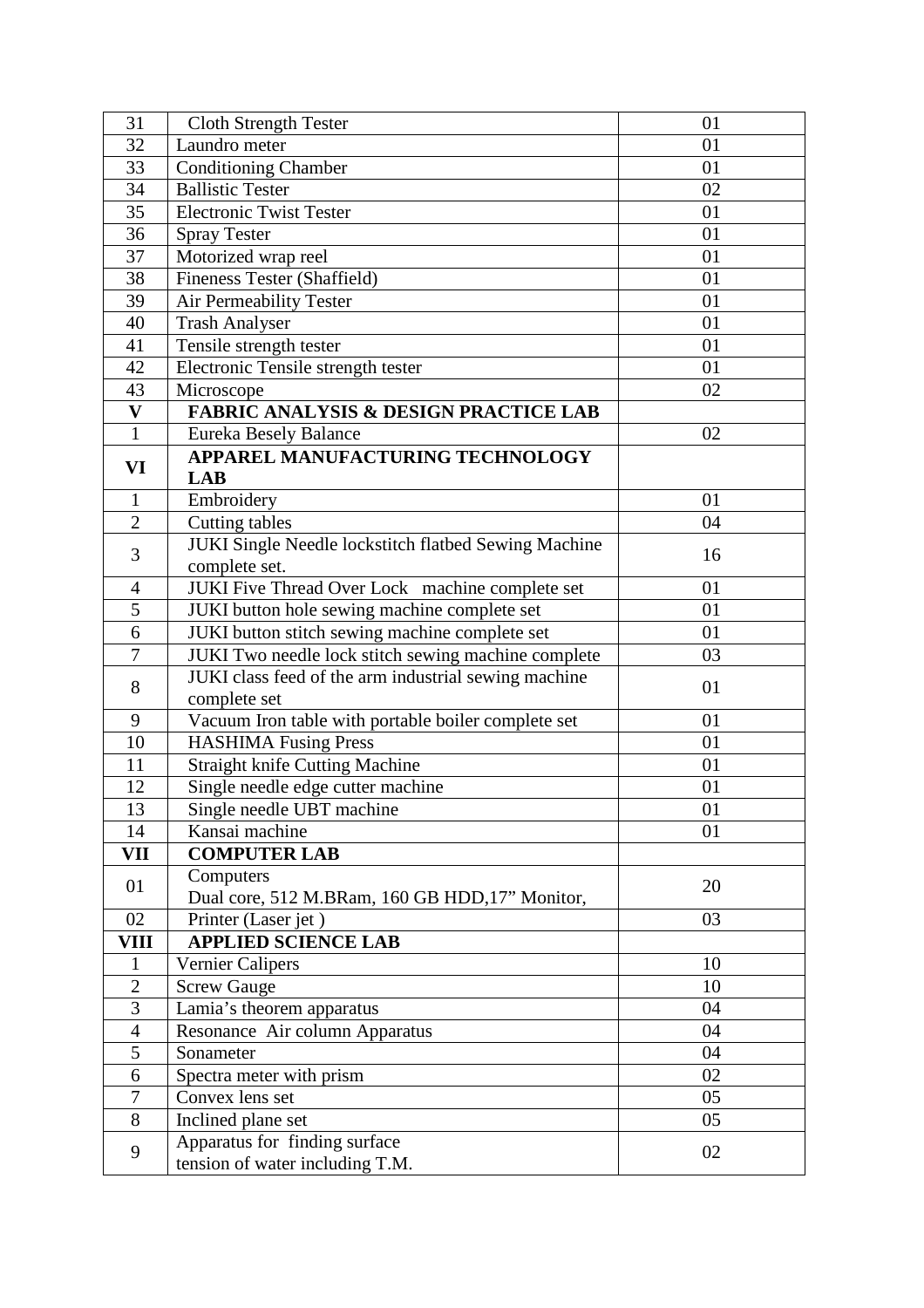| 31 | Cloth Strength Tester | 01 |
|---|---|---|
| 32 | Laundro meter | 01 |
| 33 | Conditioning Chamber | 01 |
| 34 | Ballistic Tester | 02 |
| 35 | Electronic Twist Tester | 01 |
| 36 | Spray Tester | 01 |
| 37 | Motorized wrap reel | 01 |
| 38 | Fineness Tester (Shaffield) | 01 |
| 39 | Air Permeability Tester | 01 |
| 40 | Trash Analyser | 01 |
| 41 | Tensile strength tester | 01 |
| 42 | Electronic Tensile strength tester | 01 |
| 43 | Microscope | 02 |
| **V** | **FABRIC ANALYSIS & DESIGN PRACTICE LAB** | |
| 1 | Eureka Besely Balance | 02 |
| **VI** | **APPAREL MANUFACTURING TECHNOLOGY LAB** | |
| 1 | Embroidery | 01 |
| 2 | Cutting tables | 04 |
| 3 | JUKI Single Needle lockstitch flatbed Sewing Machine complete set. | 16 |
| 4 | JUKI Five Thread Over Lock machine complete set | 01 |
| 5 | JUKI button hole sewing machine complete set | 01 |
| 6 | JUKI button stitch sewing machine complete set | 01 |
| 7 | JUKI Two needle lock stitch sewing machine complete | 03 |
| 8 | JUKI class feed of the arm industrial sewing machine complete set | 01 |
| 9 | Vacuum Iron table with portable boiler complete set | 01 |
| 10 | HASHIMA Fusing Press | 01 |
| 11 | Straight knife Cutting Machine | 01 |
| 12 | Single needle edge cutter machine | 01 |
| 13 | Single needle UBT machine | 01 |
| 14 | Kansai machine | 01 |
| **VII** | **COMPUTER LAB** | |
| 01 | Computers<br>Dual core, 512 M.BRam, 160 GB HDD,17" Monitor, | 20 |
| 02 | Printer (Laser jet ) | 03 |
| **VIII** | **APPLIED SCIENCE LAB** | |
| 1 | Vernier Calipers | 10 |
| 2 | Screw Gauge | 10 |
| 3 | Lamia's theorem apparatus | 04 |
| 4 | Resonance Air column Apparatus | 04 |
| 5 | Sonameter | 04 |
| 6 | Spectra meter with prism | 02 |
| 7 | Convex lens set | 05 |
| 8 | Inclined plane set | 05 |
| 9 | Apparatus for finding surface tension of water including T.M. | 02 |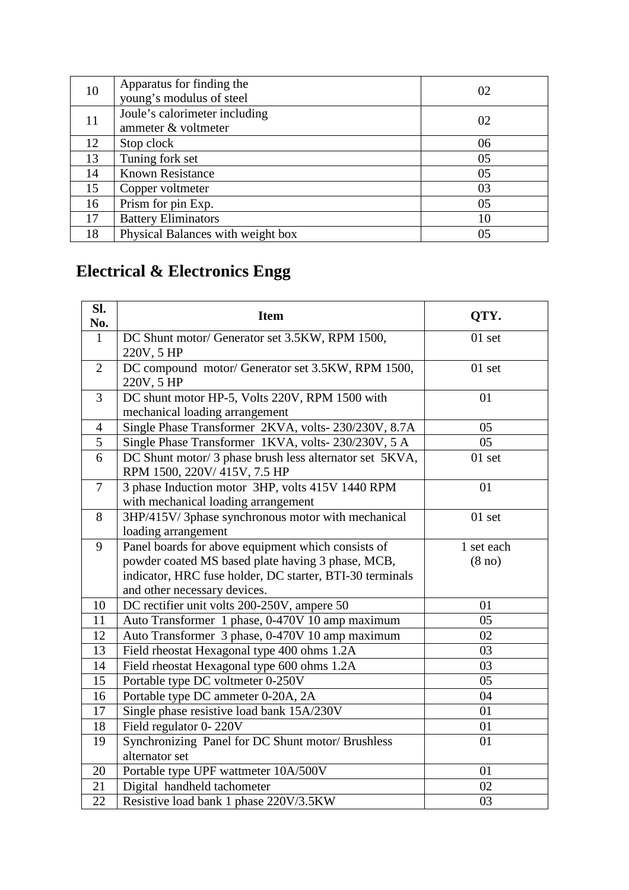| 10 | Apparatus for finding the young's modulus of steel | 02 |
|---|---|---|
| 11 | Joule's calorimeter including ammeter & voltmeter | 02 |
| 12 | Stop clock | 06 |
| 13 | Tuning fork set | 05 |
| 14 | Known Resistance | 05 |
| 15 | Copper voltmeter | 03 |
| 16 | Prism for pin Exp. | 05 |
| 17 | Battery Eliminators | 10 |
| 18 | Physical Balances with weight box | 05 |

## Electrical & Electronics Engg

| Sl. No. | Item | QTY. |
|---|---|---|
| 1 | DC Shunt motor/ Generator set 3.5KW, RPM 1500, 220V, 5 HP | 01 set |
| 2 | DC compound motor/ Generator set 3.5KW, RPM 1500, 220V, 5 HP | 01 set |
| 3 | DC shunt motor HP-5, Volts 220V, RPM 1500 with mechanical loading arrangement | 01 |
| 4 | Single Phase Transformer 2KVA, volts- 230/230V, 8.7A | 05 |
| 5 | Single Phase Transformer 1KVA, volts- 230/230V, 5 A | 05 |
| 6 | DC Shunt motor/ 3 phase brush less alternator set 5KVA, RPM 1500, 220V/ 415V, 7.5 HP | 01 set |
| 7 | 3 phase Induction motor 3HP, volts 415V 1440 RPM with mechanical loading arrangement | 01 |
| 8 | 3HP/415V/ 3phase synchronous motor with mechanical loading arrangement | 01 set |
| 9 | Panel boards for above equipment which consists of powder coated MS based plate having 3 phase, MCB, indicator, HRC fuse holder, DC starter, BTI-30 terminals and other necessary devices. | 1 set each (8 no) |
| 10 | DC rectifier unit volts 200-250V, ampere 50 | 01 |
| 11 | Auto Transformer 1 phase, 0-470V 10 amp maximum | 05 |
| 12 | Auto Transformer 3 phase, 0-470V 10 amp maximum | 02 |
| 13 | Field rheostat Hexagonal type 400 ohms 1.2A | 03 |
| 14 | Field rheostat Hexagonal type 600 ohms 1.2A | 03 |
| 15 | Portable type DC voltmeter 0-250V | 05 |
| 16 | Portable type DC ammeter 0-20A, 2A | 04 |
| 17 | Single phase resistive load bank 15A/230V | 01 |
| 18 | Field regulator 0- 220V | 01 |
| 19 | Synchronizing Panel for DC Shunt motor/ Brushless alternator set | 01 |
| 20 | Portable type UPF wattmeter 10A/500V | 01 |
| 21 | Digital handheld tachometer | 02 |
| 22 | Resistive load bank 1 phase 220V/3.5KW | 03 |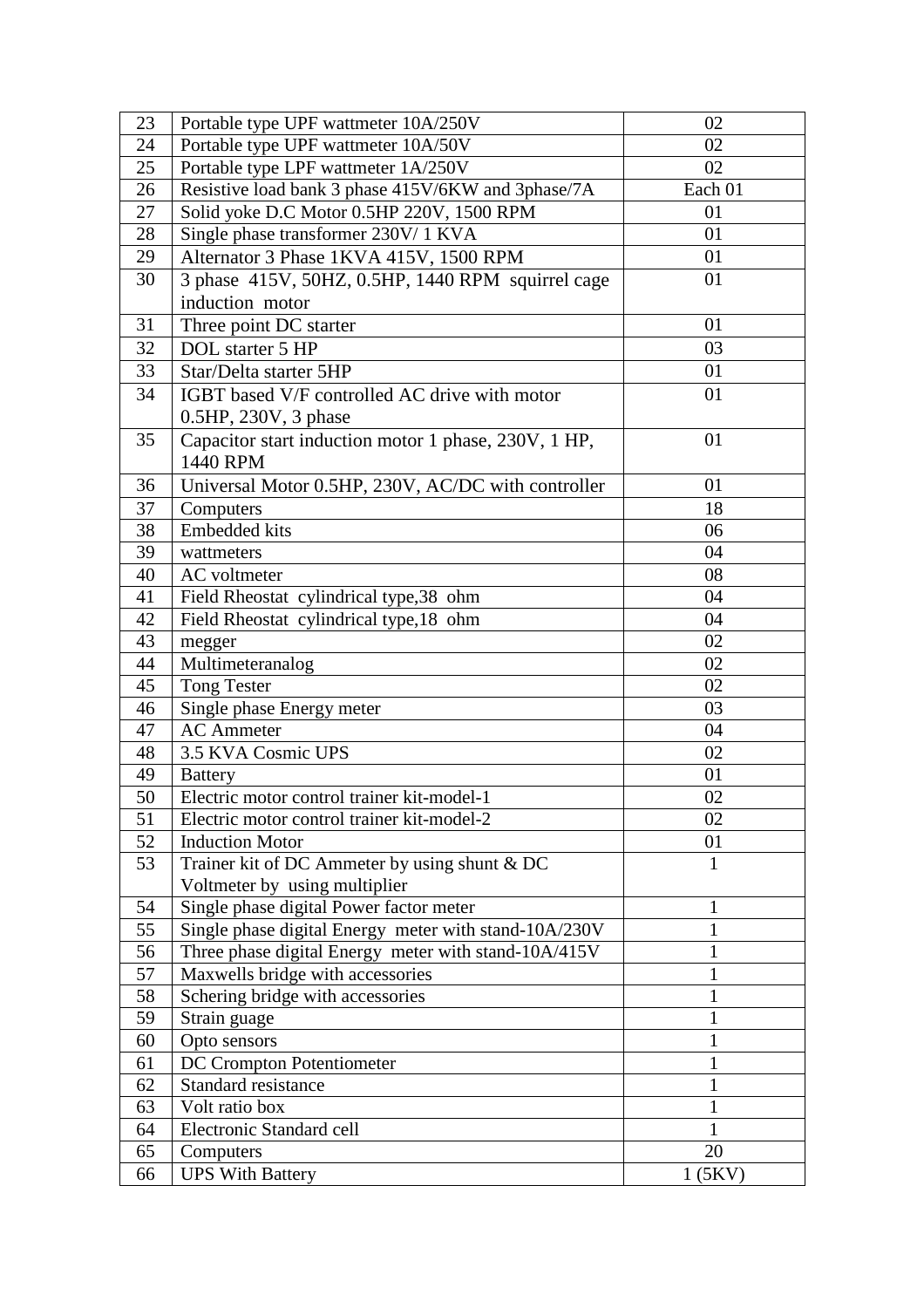| 23 | Portable type UPF wattmeter 10A/250V | 02 |
|---|---|---|
| 24 | Portable type UPF wattmeter 10A/50V | 02 |
| 25 | Portable type LPF wattmeter 1A/250V | 02 |
| 26 | Resistive load bank 3 phase 415V/6KW and 3phase/7A | Each 01 |
| 27 | Solid yoke D.C Motor 0.5HP 220V, 1500 RPM | 01 |
| 28 | Single phase transformer 230V/ 1 KVA | 01 |
| 29 | Alternator 3 Phase 1KVA 415V, 1500 RPM | 01 |
| 30 | 3 phase 415V, 50HZ, 0.5HP, 1440 RPM squirrel cage induction motor | 01 |
| 31 | Three point DC starter | 01 |
| 32 | DOL starter 5 HP | 03 |
| 33 | Star/Delta starter 5HP | 01 |
| 34 | IGBT based V/F controlled AC drive with motor 0.5HP, 230V, 3 phase | 01 |
| 35 | Capacitor start induction motor 1 phase, 230V, 1 HP, 1440 RPM | 01 |
| 36 | Universal Motor 0.5HP, 230V, AC/DC with controller | 01 |
| 37 | Computers | 18 |
| 38 | Embedded kits | 06 |
| 39 | wattmeters | 04 |
| 40 | AC voltmeter | 08 |
| 41 | Field Rheostat cylindrical type,38 ohm | 04 |
| 42 | Field Rheostat cylindrical type,18 ohm | 04 |
| 43 | megger | 02 |
| 44 | Multimeteranalog | 02 |
| 45 | Tong Tester | 02 |
| 46 | Single phase Energy meter | 03 |
| 47 | AC Ammeter | 04 |
| 48 | 3.5 KVA Cosmic UPS | 02 |
| 49 | Battery | 01 |
| 50 | Electric motor control trainer kit-model-1 | 02 |
| 51 | Electric motor control trainer kit-model-2 | 02 |
| 52 | Induction Motor | 01 |
| 53 | Trainer kit of DC Ammeter by using shunt & DC Voltmeter by using multiplier | 1 |
| 54 | Single phase digital Power factor meter | 1 |
| 55 | Single phase digital Energy meter with stand-10A/230V | 1 |
| 56 | Three phase digital Energy meter with stand-10A/415V | 1 |
| 57 | Maxwells bridge with accessories | 1 |
| 58 | Schering bridge with accessories | 1 |
| 59 | Strain guage | 1 |
| 60 | Opto sensors | 1 |
| 61 | DC Crompton Potentiometer | 1 |
| 62 | Standard resistance | 1 |
| 63 | Volt ratio box | 1 |
| 64 | Electronic Standard cell | 1 |
| 65 | Computers | 20 |
| 66 | UPS With Battery | 1 (5KV) |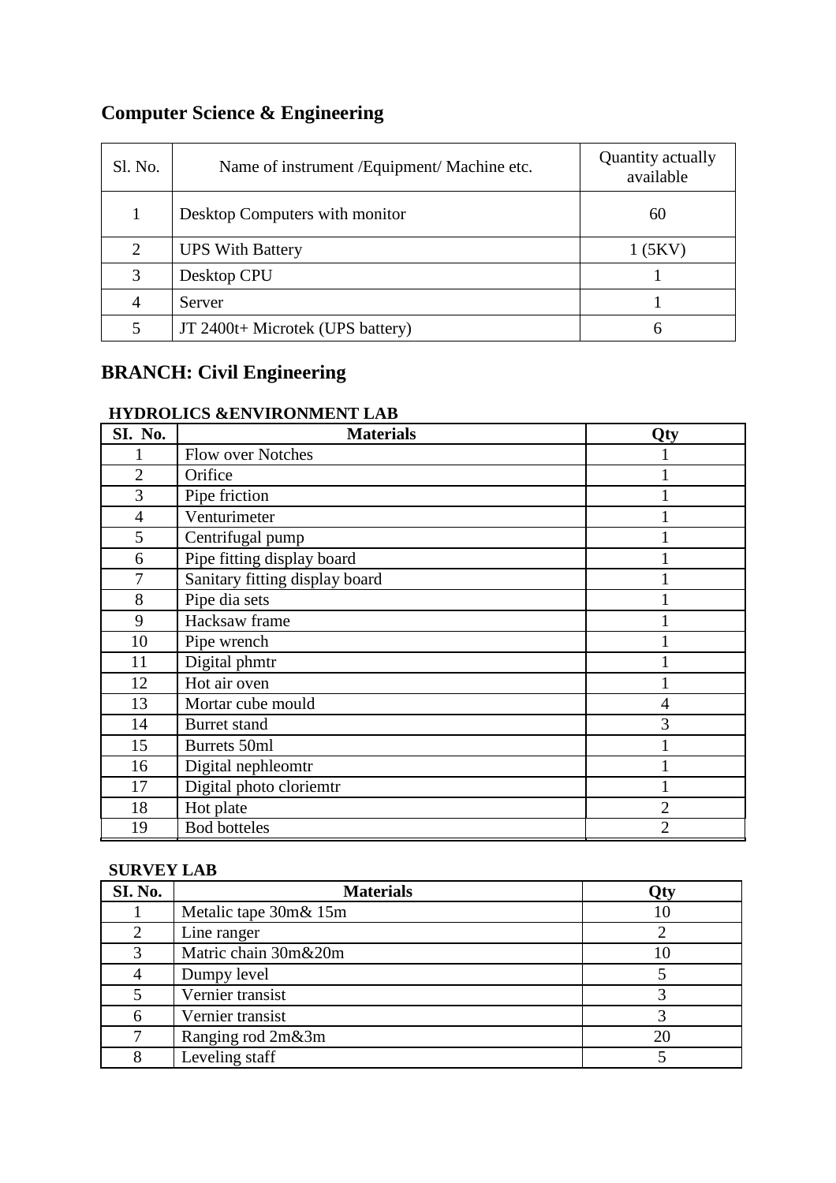## Computer Science & Engineering

| Sl. No. | Name of instrument /Equipment/ Machine etc. | Quantity actually available |
|---|---|---|
| 1 | Desktop Computers with monitor | 60 |
| 2 | UPS With Battery | 1 (5KV) |
| 3 | Desktop CPU | 1 |
| 4 | Server | 1 |
| 5 | JT 2400t+ Microtek (UPS battery) | 6 |

## BRANCH: Civil Engineering

**HYDROLICS &ENVIRONMENT LAB**

| SI. No. | Materials | Qty |
|---|---|---|
| 1 | Flow over Notches | 1 |
| 2 | Orifice | 1 |
| 3 | Pipe friction | 1 |
| 4 | Venturimeter | 1 |
| 5 | Centrifugal pump | 1 |
| 6 | Pipe fitting display board | 1 |
| 7 | Sanitary fitting display board | 1 |
| 8 | Pipe dia sets | 1 |
| 9 | Hacksaw frame | 1 |
| 10 | Pipe wrench | 1 |
| 11 | Digital phmtr | 1 |
| 12 | Hot air oven | 1 |
| 13 | Mortar cube mould | 4 |
| 14 | Burret stand | 3 |
| 15 | Burrets 50ml | 1 |
| 16 | Digital nephleomtr | 1 |
| 17 | Digital photo cloriemtr | 1 |
| 18 | Hot plate | 2 |
| 19 | Bod botteles | 2 |

**SURVEY LAB**

| SI. No. | Materials | Qty |
|---|---|---|
| 1 | Metalic tape 30m& 15m | 10 |
| 2 | Line ranger | 2 |
| 3 | Matric chain 30m&20m | 10 |
| 4 | Dumpy level | 5 |
| 5 | Vernier transist | 3 |
| 6 | Vernier transist | 3 |
| 7 | Ranging rod 2m&3m | 20 |
| 8 | Leveling staff | 5 |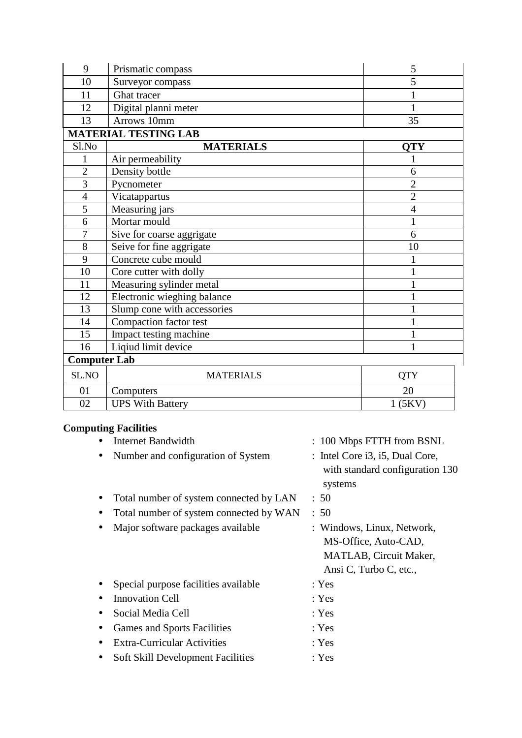| 9 | Prismatic compass | 5 |
|---|---|---|
| 10 | Surveyor compass | 5 |
| 11 | Ghat tracer | 1 |
| 12 | Digital planni meter | 1 |
| 13 | Arrows 10mm | 35 |

**MATERIAL TESTING LAB**

| Sl.No | MATERIALS | QTY |
|---|---|---|
| 1 | Air permeability | 1 |
| 2 | Density bottle | 6 |
| 3 | Pycnometer | 2 |
| 4 | Vicatappartus | 2 |
| 5 | Measuring jars | 4 |
| 6 | Mortar mould | 1 |
| 7 | Sive for coarse aggrigate | 6 |
| 8 | Seive for fine aggrigate | 10 |
| 9 | Concrete cube mould | 1 |
| 10 | Core cutter with dolly | 1 |
| 11 | Measuring sylinder metal | 1 |
| 12 | Electronic wieghing balance | 1 |
| 13 | Slump cone with accessories | 1 |
| 14 | Compaction factor test | 1 |
| 15 | Impact testing machine | 1 |
| 16 | Liqiud limit device | 1 |

**Computer Lab**

| SL.NO | MATERIALS | QTY |
|---|---|---|
| 01 | Computers | 20 |
| 02 | UPS With Battery | 1 (5KV) |

**Computing Facilities**

- Internet Bandwidth : 100 Mbps FTTH from BSNL
- Number and configuration of System : Intel Core i3, i5, Dual Core, with standard configuration 130 systems
- Total number of system connected by LAN : 50
- Total number of system connected by WAN : 50
- Major software packages available : Windows, Linux, Network, MS-Office, Auto-CAD, MATLAB, Circuit Maker, Ansi C, Turbo C, etc.,
- Special purpose facilities available : Yes
- Innovation Cell : Yes
- Social Media Cell : Yes
- Games and Sports Facilities : Yes
- Extra-Curricular Activities : Yes
- Soft Skill Development Facilities : Yes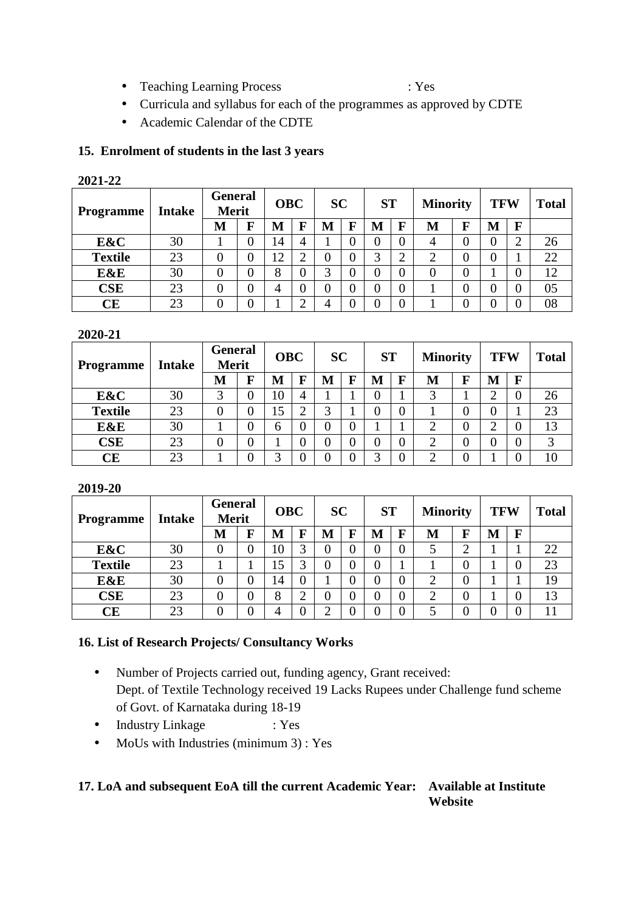- Teaching Learning Process : Yes
- Curricula and syllabus for each of the programmes as approved by CDTE
- Academic Calendar of the CDTE

## 15. Enrolment of students in the last 3 years

**2021-22**

| Programme | Intake | General Merit | | OBC | | SC | | ST | | Minority | | TFW | | Total |
|---|---|---|---|---|---|---|---|---|---|---|---|---|---|---|
| | | M | F | M | F | M | F | M | F | M | F | M | F | |
| **E&C** | 30 | 1 | 0 | 14 | 4 | 1 | 0 | 0 | 0 | 4 | 0 | 0 | 2 | 26 |
| **Textile** | 23 | 0 | 0 | 12 | 2 | 0 | 0 | 3 | 2 | 2 | 0 | 0 | 1 | 22 |
| **E&E** | 30 | 0 | 0 | 8 | 0 | 3 | 0 | 0 | 0 | 0 | 0 | 1 | 0 | 12 |
| **CSE** | 23 | 0 | 0 | 4 | 0 | 0 | 0 | 0 | 0 | 1 | 0 | 0 | 0 | 05 |
| **CE** | 23 | 0 | 0 | 1 | 2 | 4 | 0 | 0 | 0 | 1 | 0 | 0 | 0 | 08 |

**2020-21**

| Programme | Intake | General Merit | | OBC | | SC | | ST | | Minority | | TFW | | Total |
|---|---|---|---|---|---|---|---|---|---|---|---|---|---|---|
| | | M | F | M | F | M | F | M | F | M | F | M | F | |
| **E&C** | 30 | 3 | 0 | 10 | 4 | 1 | 1 | 0 | 1 | 3 | 1 | 2 | 0 | 26 |
| **Textile** | 23 | 0 | 0 | 15 | 2 | 3 | 1 | 0 | 0 | 1 | 0 | 0 | 1 | 23 |
| **E&E** | 30 | 1 | 0 | 6 | 0 | 0 | 0 | 1 | 1 | 2 | 0 | 2 | 0 | 13 |
| **CSE** | 23 | 0 | 0 | 1 | 0 | 0 | 0 | 0 | 0 | 2 | 0 | 0 | 0 | 3 |
| **CE** | 23 | 1 | 0 | 3 | 0 | 0 | 0 | 3 | 0 | 2 | 0 | 1 | 0 | 10 |

**2019-20**

| Programme | Intake | General Merit | | OBC | | SC | | ST | | Minority | | TFW | | Total |
|---|---|---|---|---|---|---|---|---|---|---|---|---|---|---|
| | | M | F | M | F | M | F | M | F | M | F | M | F | |
| **E&C** | 30 | 0 | 0 | 10 | 3 | 0 | 0 | 0 | 0 | 5 | 2 | 1 | 1 | 22 |
| **Textile** | 23 | 1 | 1 | 15 | 3 | 0 | 0 | 0 | 1 | 1 | 0 | 1 | 0 | 23 |
| **E&E** | 30 | 0 | 0 | 14 | 0 | 1 | 0 | 0 | 0 | 2 | 0 | 1 | 1 | 19 |
| **CSE** | 23 | 0 | 0 | 8 | 2 | 0 | 0 | 0 | 0 | 2 | 0 | 1 | 0 | 13 |
| **CE** | 23 | 0 | 0 | 4 | 0 | 2 | 0 | 0 | 0 | 5 | 0 | 0 | 0 | 11 |

## 16. List of Research Projects/ Consultancy Works

- Number of Projects carried out, funding agency, Grant received:
  Dept. of Textile Technology received 19 Lacks Rupees under Challenge fund scheme of Govt. of Karnataka during 18-19
- Industry Linkage : Yes
- MoUs with Industries (minimum 3) : Yes

## 17. LoA and subsequent EoA till the current Academic Year: Available at Institute Website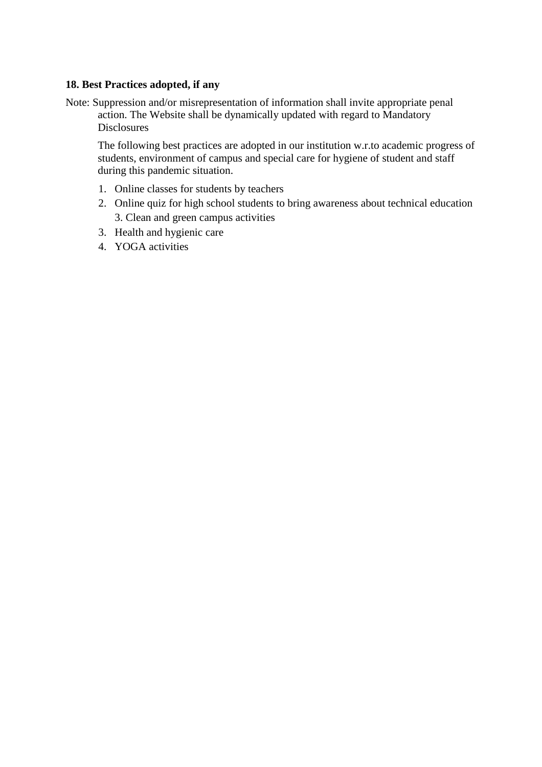**18. Best Practices adopted, if any**

Note: Suppression and/or misrepresentation of information shall invite appropriate penal action. The Website shall be dynamically updated with regard to Mandatory Disclosures

The following best practices are adopted in our institution w.r.to academic progress of students, environment of campus and special care for hygiene of student and staff during this pandemic situation.

1. Online classes for students by teachers
2. Online quiz for high school students to bring awareness about technical education 3. Clean and green campus activities
3. Health and hygienic care
4. YOGA activities